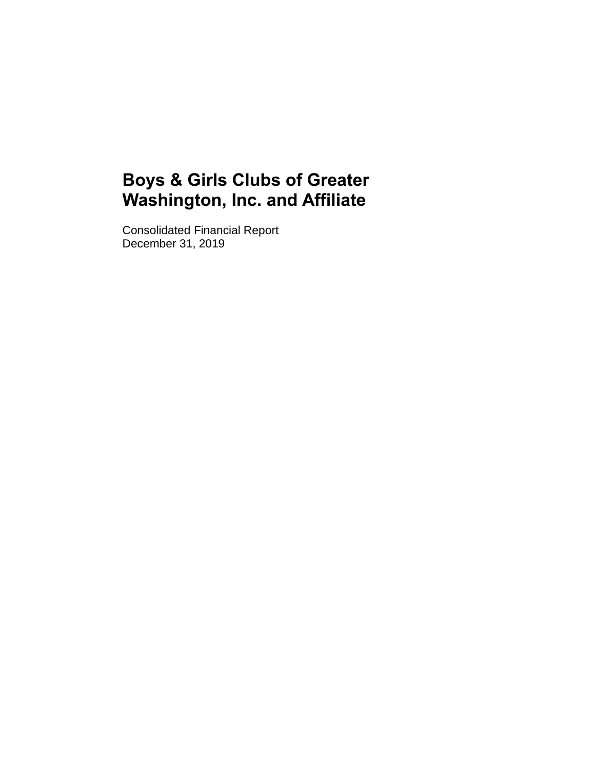# Boys & Girls Clubs of Greater Washington, Inc. and Affiliate

Consolidated Financial Report
December 31, 2019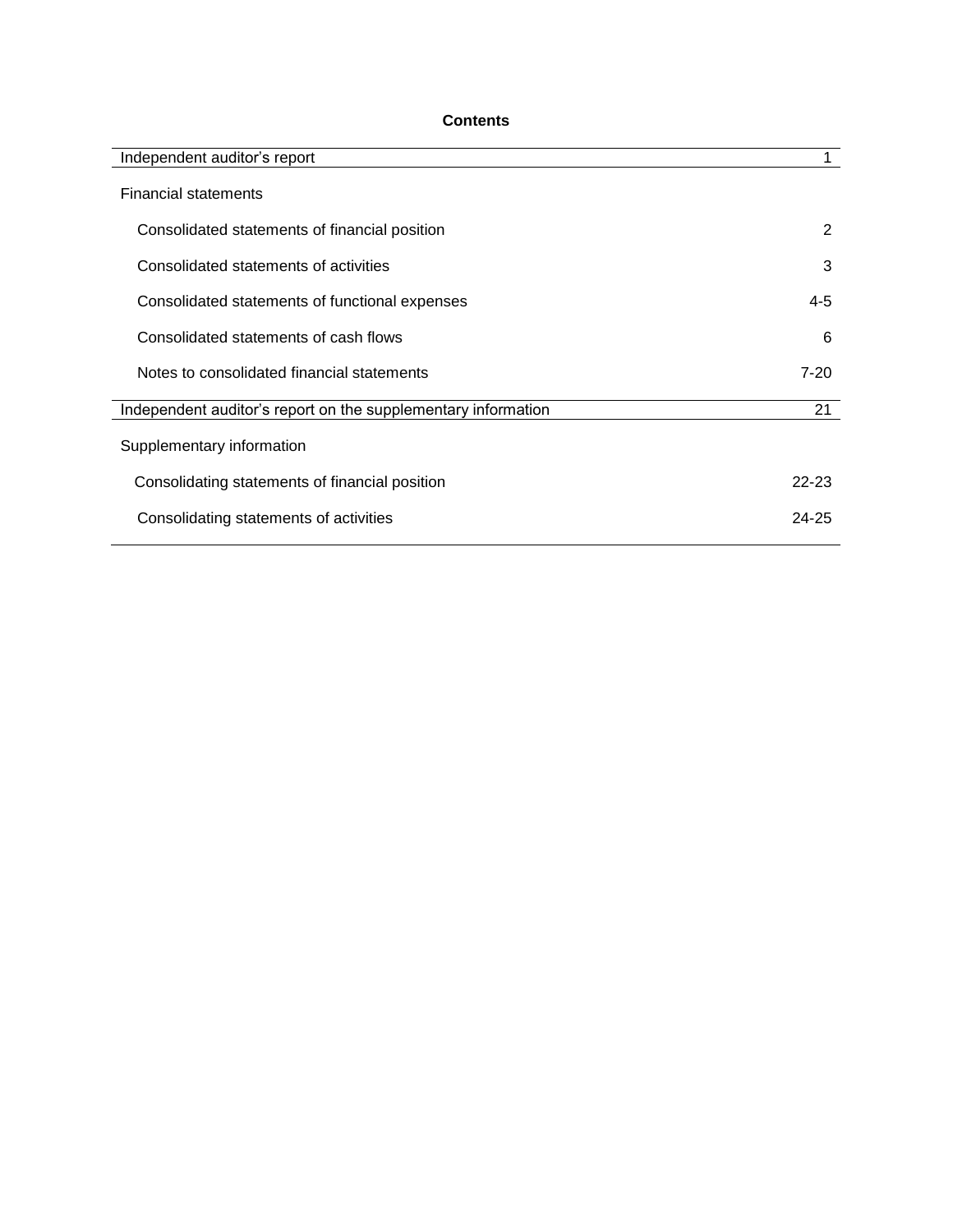# Contents

| | |
|---|---|
| Independent auditor's report | 1 |
| Financial statements | |
| Consolidated statements of financial position | 2 |
| Consolidated statements of activities | 3 |
| Consolidated statements of functional expenses | 4-5 |
| Consolidated statements of cash flows | 6 |
| Notes to consolidated financial statements | 7-20 |
| Independent auditor's report on the supplementary information | 21 |
| Supplementary information | |
| Consolidating statements of financial position | 22-23 |
| Consolidating statements of activities | 24-25 |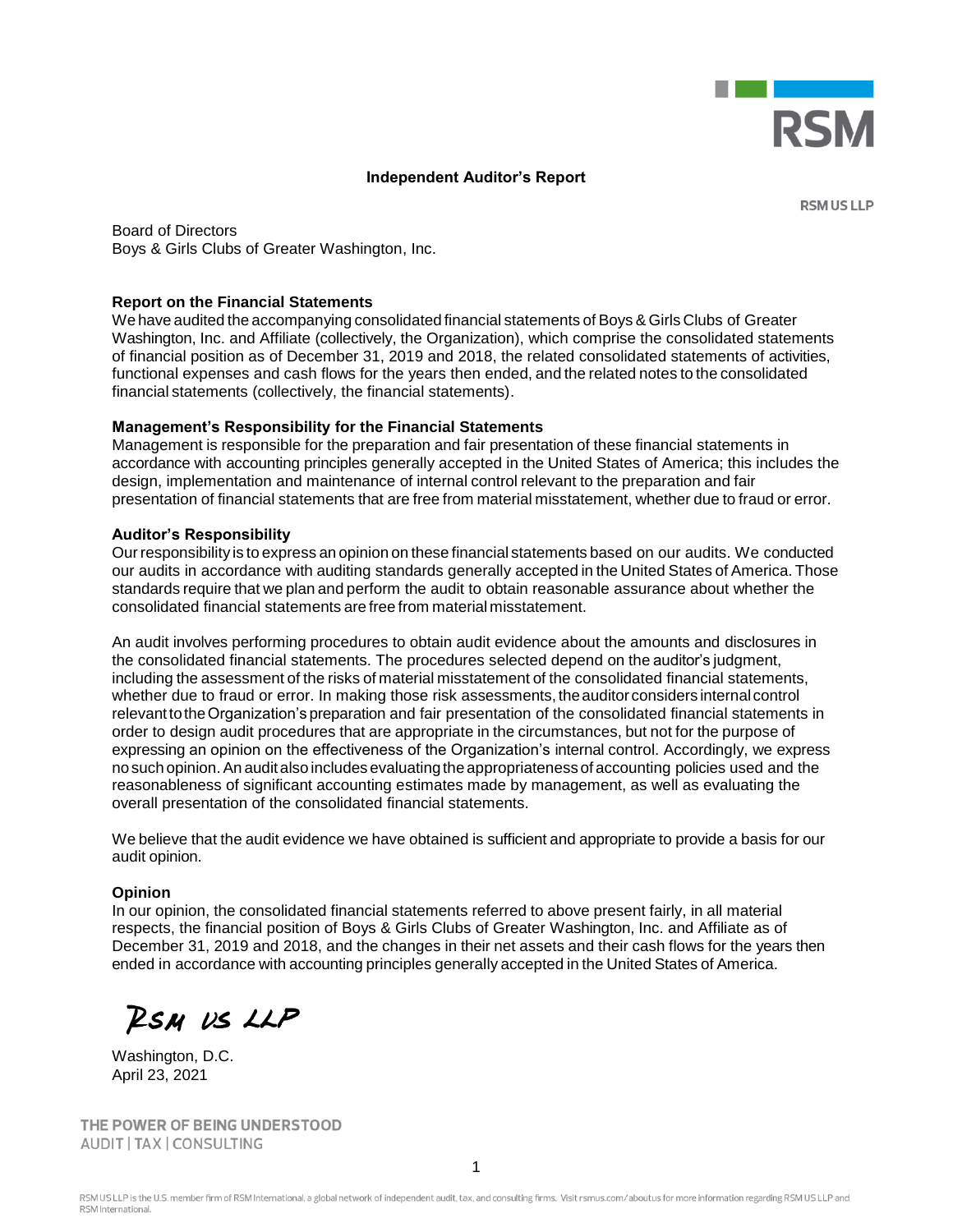RSM

# Independent Auditor's Report

RSM US LLP

Board of Directors
Boys & Girls Clubs of Greater Washington, Inc.

**Report on the Financial Statements**

We have audited the accompanying consolidated financial statements of Boys & Girls Clubs of Greater Washington, Inc. and Affiliate (collectively, the Organization), which comprise the consolidated statements of financial position as of December 31, 2019 and 2018, the related consolidated statements of activities, functional expenses and cash flows for the years then ended, and the related notes to the consolidated financial statements (collectively, the financial statements).

**Management's Responsibility for the Financial Statements**

Management is responsible for the preparation and fair presentation of these financial statements in accordance with accounting principles generally accepted in the United States of America; this includes the design, implementation and maintenance of internal control relevant to the preparation and fair presentation of financial statements that are free from material misstatement, whether due to fraud or error.

**Auditor's Responsibility**

Our responsibility is to express an opinion on these financial statements based on our audits. We conducted our audits in accordance with auditing standards generally accepted in the United States of America. Those standards require that we plan and perform the audit to obtain reasonable assurance about whether the consolidated financial statements are free from material misstatement.

An audit involves performing procedures to obtain audit evidence about the amounts and disclosures in the consolidated financial statements. The procedures selected depend on the auditor's judgment, including the assessment of the risks of material misstatement of the consolidated financial statements, whether due to fraud or error. In making those risk assessments, the auditor considers internal control relevant to the Organization's preparation and fair presentation of the consolidated financial statements in order to design audit procedures that are appropriate in the circumstances, but not for the purpose of expressing an opinion on the effectiveness of the Organization's internal control. Accordingly, we express no such opinion. An audit also includes evaluating the appropriateness of accounting policies used and the reasonableness of significant accounting estimates made by management, as well as evaluating the overall presentation of the consolidated financial statements.

We believe that the audit evidence we have obtained is sufficient and appropriate to provide a basis for our audit opinion.

**Opinion**

In our opinion, the consolidated financial statements referred to above present fairly, in all material respects, the financial position of Boys & Girls Clubs of Greater Washington, Inc. and Affiliate as of December 31, 2019 and 2018, and the changes in their net assets and their cash flows for the years then ended in accordance with accounting principles generally accepted in the United States of America.

RSM US LLP

Washington, D.C.
April 23, 2021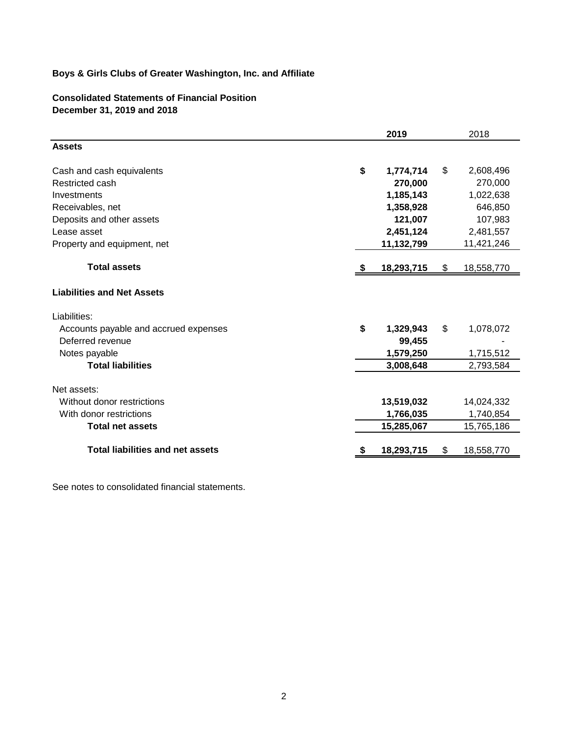**Boys & Girls Clubs of Greater Washington, Inc. and Affiliate**

**Consolidated Statements of Financial Position**
**December 31, 2019 and 2018**

| | **2019** | 2018 |
|---|---|---|
| **Assets** | | |
| Cash and cash equivalents | **$ 1,774,714** | $ 2,608,496 |
| Restricted cash | **270,000** | 270,000 |
| Investments | **1,185,143** | 1,022,638 |
| Receivables, net | **1,358,928** | 646,850 |
| Deposits and other assets | **121,007** | 107,983 |
| Lease asset | **2,451,124** | 2,481,557 |
| Property and equipment, net | **11,132,799** | 11,421,246 |
| **Total assets** | **$ 18,293,715** | $ 18,558,770 |
| **Liabilities and Net Assets** | | |
| Liabilities: | | |
| Accounts payable and accrued expenses | **$ 1,329,943** | $ 1,078,072 |
| Deferred revenue | **99,455** | - |
| Notes payable | **1,579,250** | 1,715,512 |
| **Total liabilities** | **3,008,648** | 2,793,584 |
| Net assets: | | |
| Without donor restrictions | **13,519,032** | 14,024,332 |
| With donor restrictions | **1,766,035** | 1,740,854 |
| **Total net assets** | **15,285,067** | 15,765,186 |
| **Total liabilities and net assets** | **$ 18,293,715** | $ 18,558,770 |

See notes to consolidated financial statements.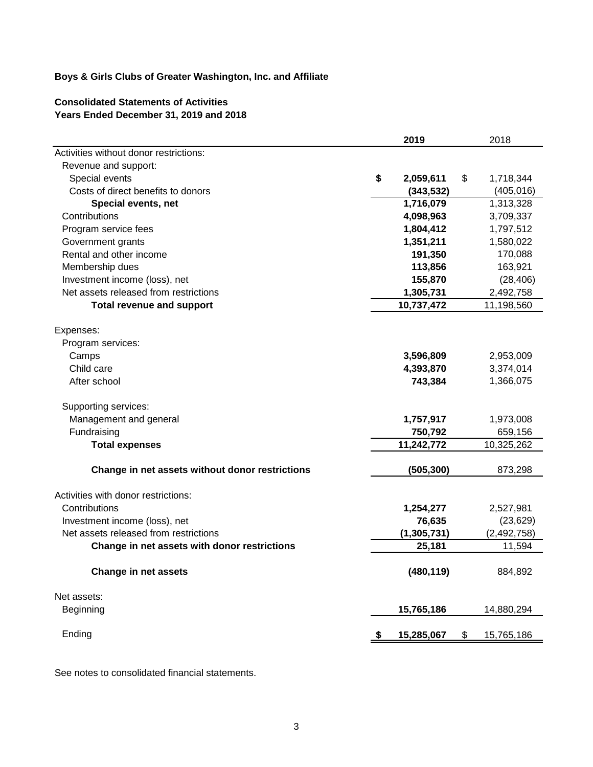**Boys & Girls Clubs of Greater Washington, Inc. and Affiliate**

**Consolidated Statements of Activities**
**Years Ended December 31, 2019 and 2018**

| | 2019 | 2018 |
|---|---|---|
| Activities without donor restrictions: | | |
| Revenue and support: | | |
| Special events | **$ 2,059,611** | $ 1,718,344 |
| Costs of direct benefits to donors | **(343,532)** | (405,016) |
| **Special events, net** | **1,716,079** | 1,313,328 |
| Contributions | **4,098,963** | 3,709,337 |
| Program service fees | **1,804,412** | 1,797,512 |
| Government grants | **1,351,211** | 1,580,022 |
| Rental and other income | **191,350** | 170,088 |
| Membership dues | **113,856** | 163,921 |
| Investment income (loss), net | **155,870** | (28,406) |
| Net assets released from restrictions | **1,305,731** | 2,492,758 |
| **Total revenue and support** | **10,737,472** | 11,198,560 |
| | | |
| Expenses: | | |
| Program services: | | |
| Camps | **3,596,809** | 2,953,009 |
| Child care | **4,393,870** | 3,374,014 |
| After school | **743,384** | 1,366,075 |
| | | |
| Supporting services: | | |
| Management and general | **1,757,917** | 1,973,008 |
| Fundraising | **750,792** | 659,156 |
| **Total expenses** | **11,242,772** | 10,325,262 |
| | | |
| **Change in net assets without donor restrictions** | **(505,300)** | 873,298 |
| | | |
| Activities with donor restrictions: | | |
| Contributions | **1,254,277** | 2,527,981 |
| Investment income (loss), net | **76,635** | (23,629) |
| Net assets released from restrictions | **(1,305,731)** | (2,492,758) |
| **Change in net assets with donor restrictions** | **25,181** | 11,594 |
| | | |
| **Change in net assets** | **(480,119)** | 884,892 |
| | | |
| Net assets: | | |
| Beginning | **15,765,186** | 14,880,294 |
| | | |
| Ending | **$ 15,285,067** | $ 15,765,186 |

See notes to consolidated financial statements.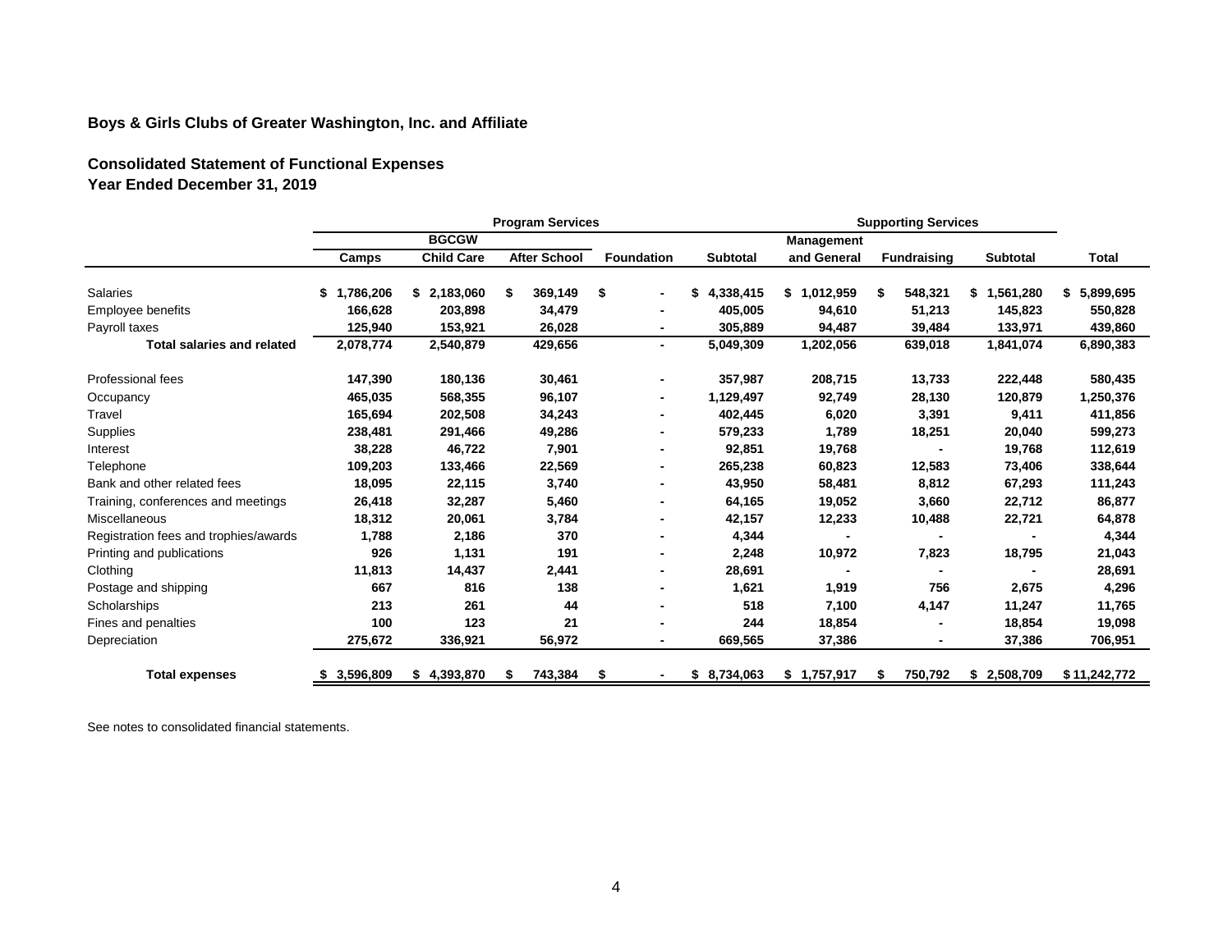## Boys & Girls Clubs of Greater Washington, Inc. and Affiliate

### Consolidated Statement of Functional Expenses
### Year Ended December 31, 2019

| | Program Services | | | | | Supporting Services | | | |
|---|---|---|---|---|---|---|---|---|---|
| | | BGCGW | | | | Management | | | |
| | Camps | Child Care | After School | Foundation | Subtotal | and General | Fundraising | Subtotal | Total |
| Salaries | $ 1,786,206 | $ 2,183,060 | $ 369,149 | $ - | $ 4,338,415 | $ 1,012,959 | $ 548,321 | $ 1,561,280 | $ 5,899,695 |
| Employee benefits | 166,628 | 203,898 | 34,479 | - | 405,005 | 94,610 | 51,213 | 145,823 | 550,828 |
| Payroll taxes | 125,940 | 153,921 | 26,028 | - | 305,889 | 94,487 | 39,484 | 133,971 | 439,860 |
| **Total salaries and related** | 2,078,774 | 2,540,879 | 429,656 | - | 5,049,309 | 1,202,056 | 639,018 | 1,841,074 | 6,890,383 |
| Professional fees | 147,390 | 180,136 | 30,461 | - | 357,987 | 208,715 | 13,733 | 222,448 | 580,435 |
| Occupancy | 465,035 | 568,355 | 96,107 | - | 1,129,497 | 92,749 | 28,130 | 120,879 | 1,250,376 |
| Travel | 165,694 | 202,508 | 34,243 | - | 402,445 | 6,020 | 3,391 | 9,411 | 411,856 |
| Supplies | 238,481 | 291,466 | 49,286 | - | 579,233 | 1,789 | 18,251 | 20,040 | 599,273 |
| Interest | 38,228 | 46,722 | 7,901 | - | 92,851 | 19,768 | - | 19,768 | 112,619 |
| Telephone | 109,203 | 133,466 | 22,569 | - | 265,238 | 60,823 | 12,583 | 73,406 | 338,644 |
| Bank and other related fees | 18,095 | 22,115 | 3,740 | - | 43,950 | 58,481 | 8,812 | 67,293 | 111,243 |
| Training, conferences and meetings | 26,418 | 32,287 | 5,460 | - | 64,165 | 19,052 | 3,660 | 22,712 | 86,877 |
| Miscellaneous | 18,312 | 20,061 | 3,784 | - | 42,157 | 12,233 | 10,488 | 22,721 | 64,878 |
| Registration fees and trophies/awards | 1,788 | 2,186 | 370 | - | 4,344 | - | - | - | 4,344 |
| Printing and publications | 926 | 1,131 | 191 | - | 2,248 | 10,972 | 7,823 | 18,795 | 21,043 |
| Clothing | 11,813 | 14,437 | 2,441 | - | 28,691 | - | - | - | 28,691 |
| Postage and shipping | 667 | 816 | 138 | - | 1,621 | 1,919 | 756 | 2,675 | 4,296 |
| Scholarships | 213 | 261 | 44 | - | 518 | 7,100 | 4,147 | 11,247 | 11,765 |
| Fines and penalties | 100 | 123 | 21 | - | 244 | 18,854 | - | 18,854 | 19,098 |
| Depreciation | 275,672 | 336,921 | 56,972 | - | 669,565 | 37,386 | - | 37,386 | 706,951 |
| **Total expenses** | $ 3,596,809 | $ 4,393,870 | $ 743,384 | $ - | $ 8,734,063 | $ 1,757,917 | $ 750,792 | $ 2,508,709 | $ 11,242,772 |

See notes to consolidated financial statements.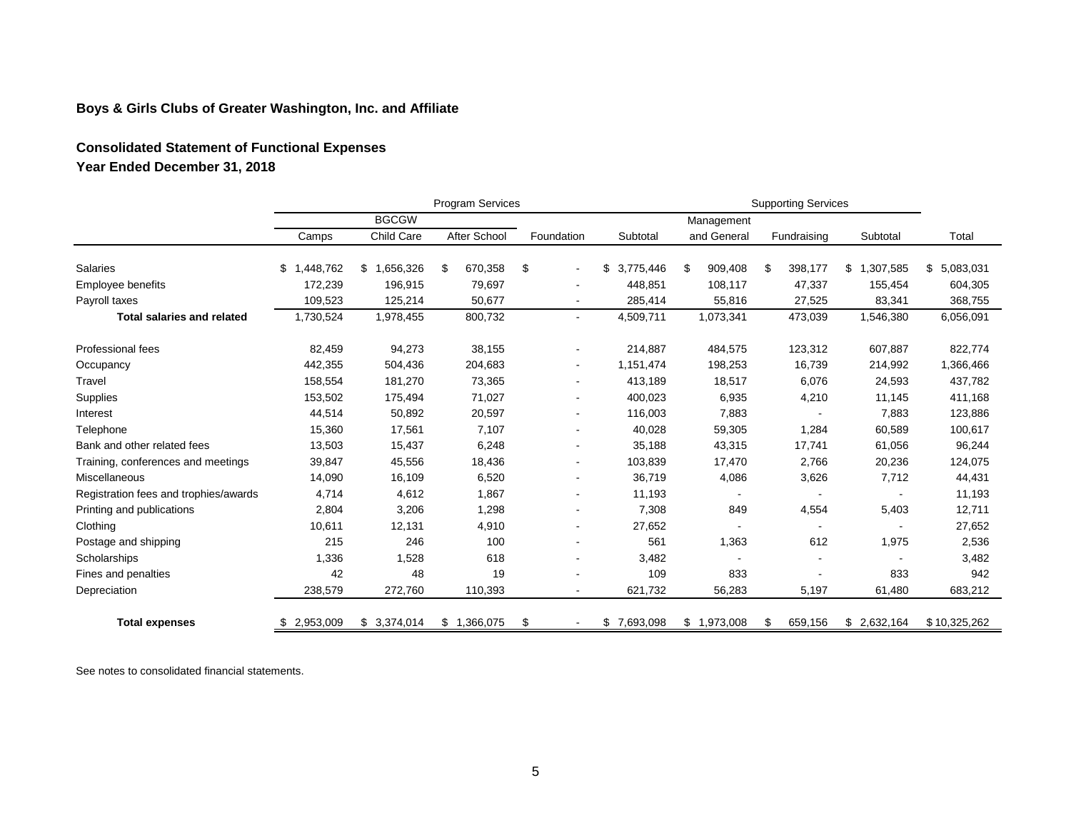**Boys & Girls Clubs of Greater Washington, Inc. and Affiliate**

**Consolidated Statement of Functional Expenses**
**Year Ended December 31, 2018**

| | Program Services | | | | | Supporting Services | | | |
|---|---|---|---|---|---|---|---|---|---|
| | BGCGW | | | | | Management | | | |
| | Camps | Child Care | After School | Foundation | Subtotal | and General | Fundraising | Subtotal | Total |
| Salaries | $ 1,448,762 | $ 1,656,326 | $ 670,358 | $ - | $ 3,775,446 | $ 909,408 | $ 398,177 | $ 1,307,585 | $ 5,083,031 |
| Employee benefits | 172,239 | 196,915 | 79,697 | - | 448,851 | 108,117 | 47,337 | 155,454 | 604,305 |
| Payroll taxes | 109,523 | 125,214 | 50,677 | - | 285,414 | 55,816 | 27,525 | 83,341 | 368,755 |
| **Total salaries and related** | 1,730,524 | 1,978,455 | 800,732 | - | 4,509,711 | 1,073,341 | 473,039 | 1,546,380 | 6,056,091 |
| Professional fees | 82,459 | 94,273 | 38,155 | - | 214,887 | 484,575 | 123,312 | 607,887 | 822,774 |
| Occupancy | 442,355 | 504,436 | 204,683 | - | 1,151,474 | 198,253 | 16,739 | 214,992 | 1,366,466 |
| Travel | 158,554 | 181,270 | 73,365 | - | 413,189 | 18,517 | 6,076 | 24,593 | 437,782 |
| Supplies | 153,502 | 175,494 | 71,027 | - | 400,023 | 6,935 | 4,210 | 11,145 | 411,168 |
| Interest | 44,514 | 50,892 | 20,597 | - | 116,003 | 7,883 | - | 7,883 | 123,886 |
| Telephone | 15,360 | 17,561 | 7,107 | - | 40,028 | 59,305 | 1,284 | 60,589 | 100,617 |
| Bank and other related fees | 13,503 | 15,437 | 6,248 | - | 35,188 | 43,315 | 17,741 | 61,056 | 96,244 |
| Training, conferences and meetings | 39,847 | 45,556 | 18,436 | - | 103,839 | 17,470 | 2,766 | 20,236 | 124,075 |
| Miscellaneous | 14,090 | 16,109 | 6,520 | - | 36,719 | 4,086 | 3,626 | 7,712 | 44,431 |
| Registration fees and trophies/awards | 4,714 | 4,612 | 1,867 | - | 11,193 | - | - | - | 11,193 |
| Printing and publications | 2,804 | 3,206 | 1,298 | - | 7,308 | 849 | 4,554 | 5,403 | 12,711 |
| Clothing | 10,611 | 12,131 | 4,910 | - | 27,652 | - | - | - | 27,652 |
| Postage and shipping | 215 | 246 | 100 | - | 561 | 1,363 | 612 | 1,975 | 2,536 |
| Scholarships | 1,336 | 1,528 | 618 | - | 3,482 | - | - | - | 3,482 |
| Fines and penalties | 42 | 48 | 19 | - | 109 | 833 | - | 833 | 942 |
| Depreciation | 238,579 | 272,760 | 110,393 | - | 621,732 | 56,283 | 5,197 | 61,480 | 683,212 |
| **Total expenses** | $ 2,953,009 | $ 3,374,014 | $ 1,366,075 | $ - | $ 7,693,098 | $ 1,973,008 | $ 659,156 | $ 2,632,164 | $ 10,325,262 |

See notes to consolidated financial statements.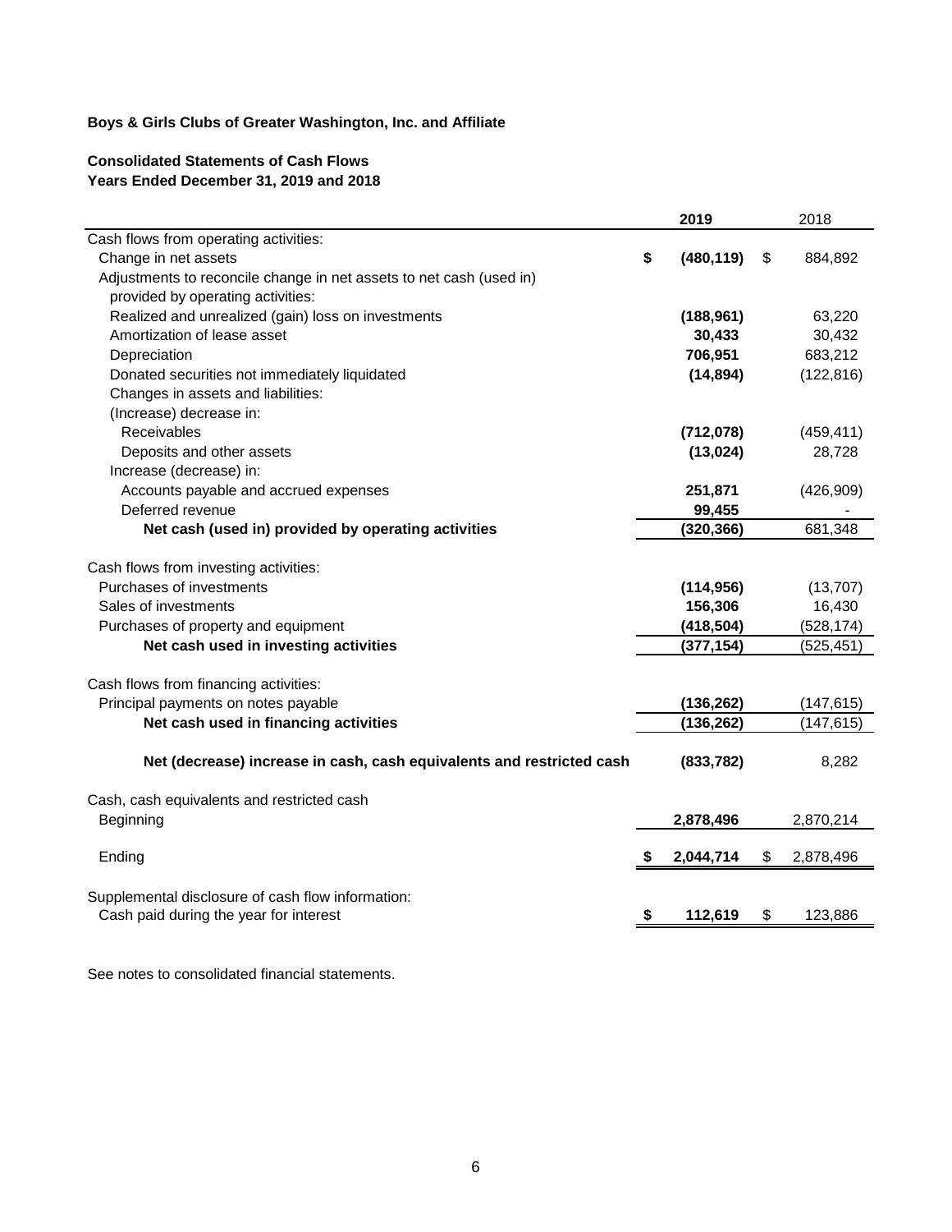**Boys & Girls Clubs of Greater Washington, Inc. and Affiliate**

**Consolidated Statements of Cash Flows**
**Years Ended December 31, 2019 and 2018**

| | 2019 | 2018 |
|---|---|---|
| Cash flows from operating activities: | | |
| Change in net assets | **$ (480,119)** | $ 884,892 |
| Adjustments to reconcile change in net assets to net cash (used in) provided by operating activities: | | |
| Realized and unrealized (gain) loss on investments | **(188,961)** | 63,220 |
| Amortization of lease asset | **30,433** | 30,432 |
| Depreciation | **706,951** | 683,212 |
| Donated securities not immediately liquidated | **(14,894)** | (122,816) |
| Changes in assets and liabilities: | | |
| (Increase) decrease in: | | |
| Receivables | **(712,078)** | (459,411) |
| Deposits and other assets | **(13,024)** | 28,728 |
| Increase (decrease) in: | | |
| Accounts payable and accrued expenses | **251,871** | (426,909) |
| Deferred revenue | **99,455** | - |
| **Net cash (used in) provided by operating activities** | **(320,366)** | 681,348 |
| | | |
| Cash flows from investing activities: | | |
| Purchases of investments | **(114,956)** | (13,707) |
| Sales of investments | **156,306** | 16,430 |
| Purchases of property and equipment | **(418,504)** | (528,174) |
| **Net cash used in investing activities** | **(377,154)** | (525,451) |
| | | |
| Cash flows from financing activities: | | |
| Principal payments on notes payable | **(136,262)** | (147,615) |
| **Net cash used in financing activities** | **(136,262)** | (147,615) |
| | | |
| **Net (decrease) increase in cash, cash equivalents and restricted cash** | **(833,782)** | 8,282 |
| | | |
| Cash, cash equivalents and restricted cash | | |
| Beginning | **2,878,496** | 2,870,214 |
| | | |
| Ending | **$ 2,044,714** | $ 2,878,496 |
| | | |
| Supplemental disclosure of cash flow information: | | |
| Cash paid during the year for interest | **$ 112,619** | $ 123,886 |

See notes to consolidated financial statements.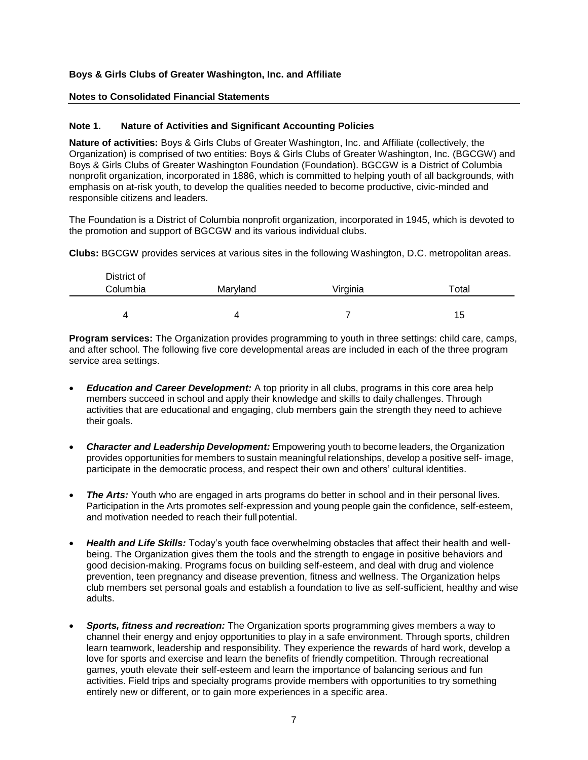**Boys & Girls Clubs of Greater Washington, Inc. and Affiliate**

**Notes to Consolidated Financial Statements**

### Note 1. Nature of Activities and Significant Accounting Policies

**Nature of activities:** Boys & Girls Clubs of Greater Washington, Inc. and Affiliate (collectively, the Organization) is comprised of two entities: Boys & Girls Clubs of Greater Washington, Inc. (BGCGW) and Boys & Girls Clubs of Greater Washington Foundation (Foundation). BGCGW is a District of Columbia nonprofit organization, incorporated in 1886, which is committed to helping youth of all backgrounds, with emphasis on at-risk youth, to develop the qualities needed to become productive, civic-minded and responsible citizens and leaders.

The Foundation is a District of Columbia nonprofit organization, incorporated in 1945, which is devoted to the promotion and support of BGCGW and its various individual clubs.

**Clubs:** BGCGW provides services at various sites in the following Washington, D.C. metropolitan areas.

| District of Columbia | Maryland | Virginia | Total |
|---|---|---|---|
| 4 | 4 | 7 | 15 |

**Program services:** The Organization provides programming to youth in three settings: child care, camps, and after school. The following five core developmental areas are included in each of the three program service area settings.

- ***Education and Career Development:*** A top priority in all clubs, programs in this core area help members succeed in school and apply their knowledge and skills to daily challenges. Through activities that are educational and engaging, club members gain the strength they need to achieve their goals.

- ***Character and Leadership Development:*** Empowering youth to become leaders, the Organization provides opportunities for members to sustain meaningful relationships, develop a positive self- image, participate in the democratic process, and respect their own and others' cultural identities.

- ***The Arts:*** Youth who are engaged in arts programs do better in school and in their personal lives. Participation in the Arts promotes self-expression and young people gain the confidence, self-esteem, and motivation needed to reach their full potential.

- ***Health and Life Skills:*** Today's youth face overwhelming obstacles that affect their health and well-being. The Organization gives them the tools and the strength to engage in positive behaviors and good decision-making. Programs focus on building self-esteem, and deal with drug and violence prevention, teen pregnancy and disease prevention, fitness and wellness. The Organization helps club members set personal goals and establish a foundation to live as self-sufficient, healthy and wise adults.

- ***Sports, fitness and recreation:*** The Organization sports programming gives members a way to channel their energy and enjoy opportunities to play in a safe environment. Through sports, children learn teamwork, leadership and responsibility. They experience the rewards of hard work, develop a love for sports and exercise and learn the benefits of friendly competition. Through recreational games, youth elevate their self-esteem and learn the importance of balancing serious and fun activities. Field trips and specialty programs provide members with opportunities to try something entirely new or different, or to gain more experiences in a specific area.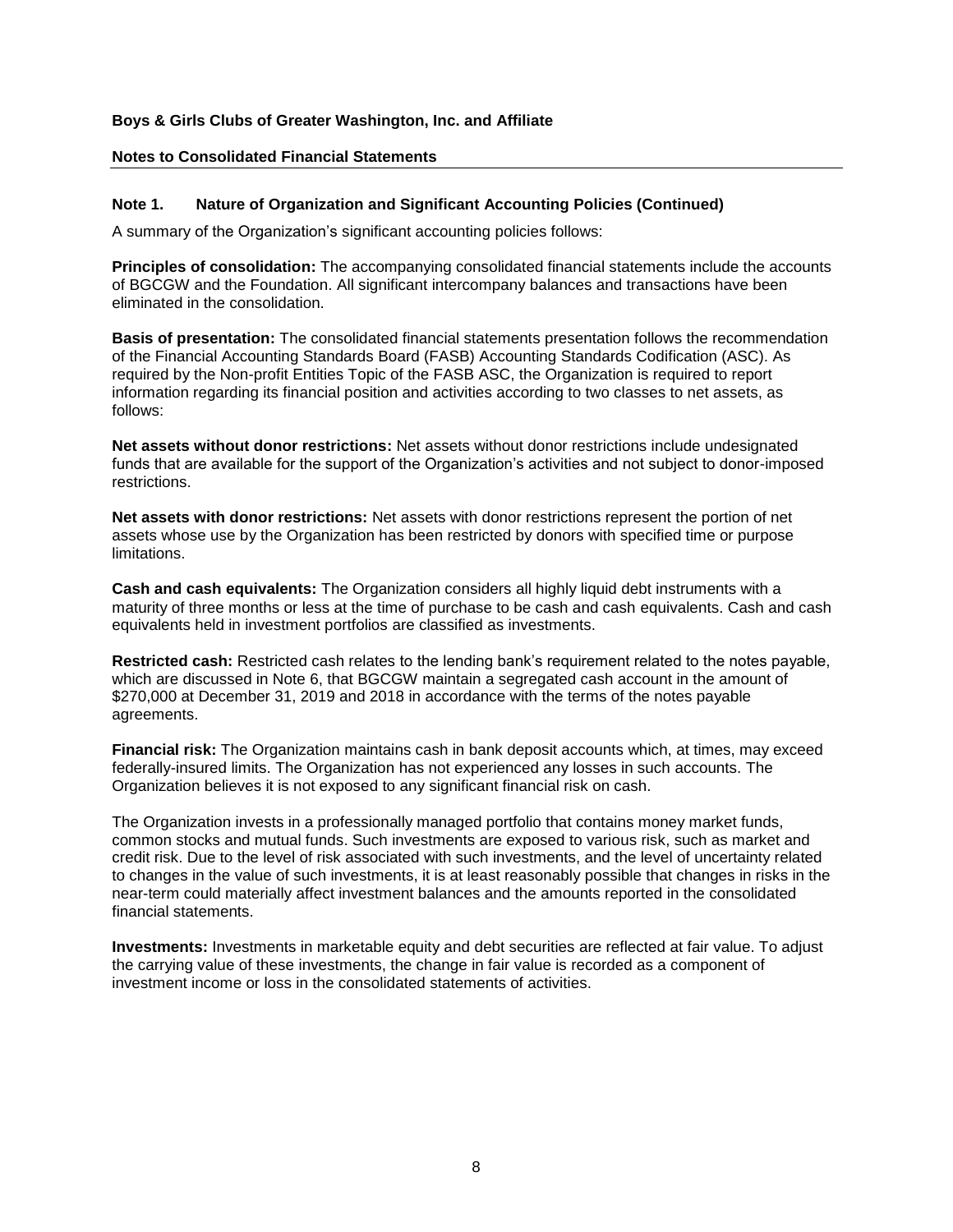**Boys & Girls Clubs of Greater Washington, Inc. and Affiliate**

**Notes to Consolidated Financial Statements**

## Note 1. Nature of Organization and Significant Accounting Policies (Continued)

A summary of the Organization's significant accounting policies follows:

**Principles of consolidation:** The accompanying consolidated financial statements include the accounts of BGCGW and the Foundation. All significant intercompany balances and transactions have been eliminated in the consolidation.

**Basis of presentation:** The consolidated financial statements presentation follows the recommendation of the Financial Accounting Standards Board (FASB) Accounting Standards Codification (ASC). As required by the Non-profit Entities Topic of the FASB ASC, the Organization is required to report information regarding its financial position and activities according to two classes to net assets, as follows:

**Net assets without donor restrictions:** Net assets without donor restrictions include undesignated funds that are available for the support of the Organization's activities and not subject to donor-imposed restrictions.

**Net assets with donor restrictions:** Net assets with donor restrictions represent the portion of net assets whose use by the Organization has been restricted by donors with specified time or purpose limitations.

**Cash and cash equivalents:** The Organization considers all highly liquid debt instruments with a maturity of three months or less at the time of purchase to be cash and cash equivalents. Cash and cash equivalents held in investment portfolios are classified as investments.

**Restricted cash:** Restricted cash relates to the lending bank's requirement related to the notes payable, which are discussed in Note 6, that BGCGW maintain a segregated cash account in the amount of $270,000 at December 31, 2019 and 2018 in accordance with the terms of the notes payable agreements.

**Financial risk:** The Organization maintains cash in bank deposit accounts which, at times, may exceed federally-insured limits. The Organization has not experienced any losses in such accounts. The Organization believes it is not exposed to any significant financial risk on cash.

The Organization invests in a professionally managed portfolio that contains money market funds, common stocks and mutual funds. Such investments are exposed to various risk, such as market and credit risk. Due to the level of risk associated with such investments, and the level of uncertainty related to changes in the value of such investments, it is at least reasonably possible that changes in risks in the near-term could materially affect investment balances and the amounts reported in the consolidated financial statements.

**Investments:** Investments in marketable equity and debt securities are reflected at fair value. To adjust the carrying value of these investments, the change in fair value is recorded as a component of investment income or loss in the consolidated statements of activities.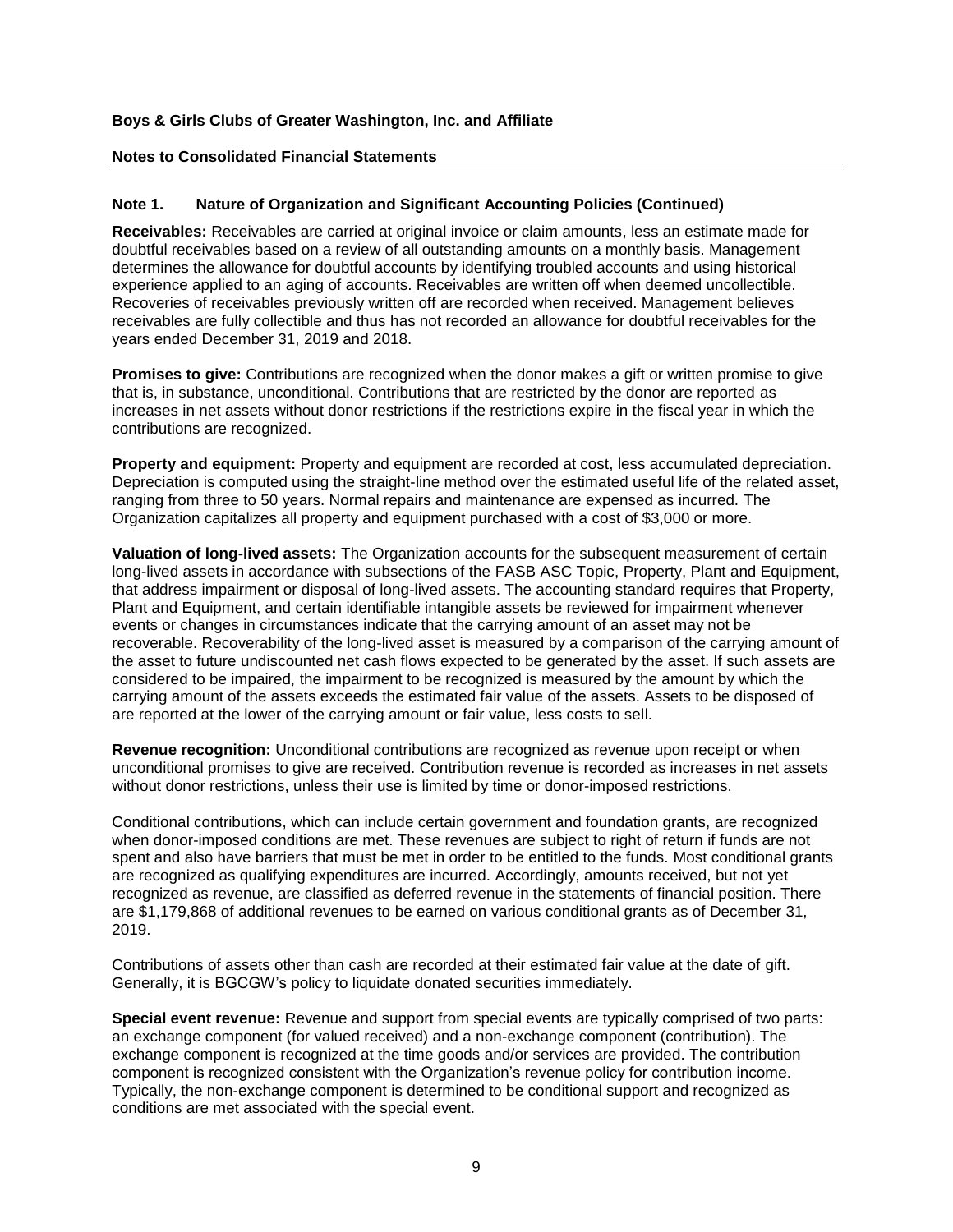**Boys & Girls Clubs of Greater Washington, Inc. and Affiliate**

**Notes to Consolidated Financial Statements**

---

### Note 1. Nature of Organization and Significant Accounting Policies (Continued)

**Receivables:** Receivables are carried at original invoice or claim amounts, less an estimate made for doubtful receivables based on a review of all outstanding amounts on a monthly basis. Management determines the allowance for doubtful accounts by identifying troubled accounts and using historical experience applied to an aging of accounts. Receivables are written off when deemed uncollectible. Recoveries of receivables previously written off are recorded when received. Management believes receivables are fully collectible and thus has not recorded an allowance for doubtful receivables for the years ended December 31, 2019 and 2018.

**Promises to give:** Contributions are recognized when the donor makes a gift or written promise to give that is, in substance, unconditional. Contributions that are restricted by the donor are reported as increases in net assets without donor restrictions if the restrictions expire in the fiscal year in which the contributions are recognized.

**Property and equipment:** Property and equipment are recorded at cost, less accumulated depreciation. Depreciation is computed using the straight-line method over the estimated useful life of the related asset, ranging from three to 50 years. Normal repairs and maintenance are expensed as incurred. The Organization capitalizes all property and equipment purchased with a cost of $3,000 or more.

**Valuation of long-lived assets:** The Organization accounts for the subsequent measurement of certain long-lived assets in accordance with subsections of the FASB ASC Topic, Property, Plant and Equipment, that address impairment or disposal of long-lived assets. The accounting standard requires that Property, Plant and Equipment, and certain identifiable intangible assets be reviewed for impairment whenever events or changes in circumstances indicate that the carrying amount of an asset may not be recoverable. Recoverability of the long-lived asset is measured by a comparison of the carrying amount of the asset to future undiscounted net cash flows expected to be generated by the asset. If such assets are considered to be impaired, the impairment to be recognized is measured by the amount by which the carrying amount of the assets exceeds the estimated fair value of the assets. Assets to be disposed of are reported at the lower of the carrying amount or fair value, less costs to sell.

**Revenue recognition:** Unconditional contributions are recognized as revenue upon receipt or when unconditional promises to give are received. Contribution revenue is recorded as increases in net assets without donor restrictions, unless their use is limited by time or donor-imposed restrictions.

Conditional contributions, which can include certain government and foundation grants, are recognized when donor-imposed conditions are met. These revenues are subject to right of return if funds are not spent and also have barriers that must be met in order to be entitled to the funds. Most conditional grants are recognized as qualifying expenditures are incurred. Accordingly, amounts received, but not yet recognized as revenue, are classified as deferred revenue in the statements of financial position. There are $1,179,868 of additional revenues to be earned on various conditional grants as of December 31, 2019.

Contributions of assets other than cash are recorded at their estimated fair value at the date of gift. Generally, it is BGCGW's policy to liquidate donated securities immediately.

**Special event revenue:** Revenue and support from special events are typically comprised of two parts: an exchange component (for valued received) and a non-exchange component (contribution). The exchange component is recognized at the time goods and/or services are provided. The contribution component is recognized consistent with the Organization's revenue policy for contribution income. Typically, the non-exchange component is determined to be conditional support and recognized as conditions are met associated with the special event.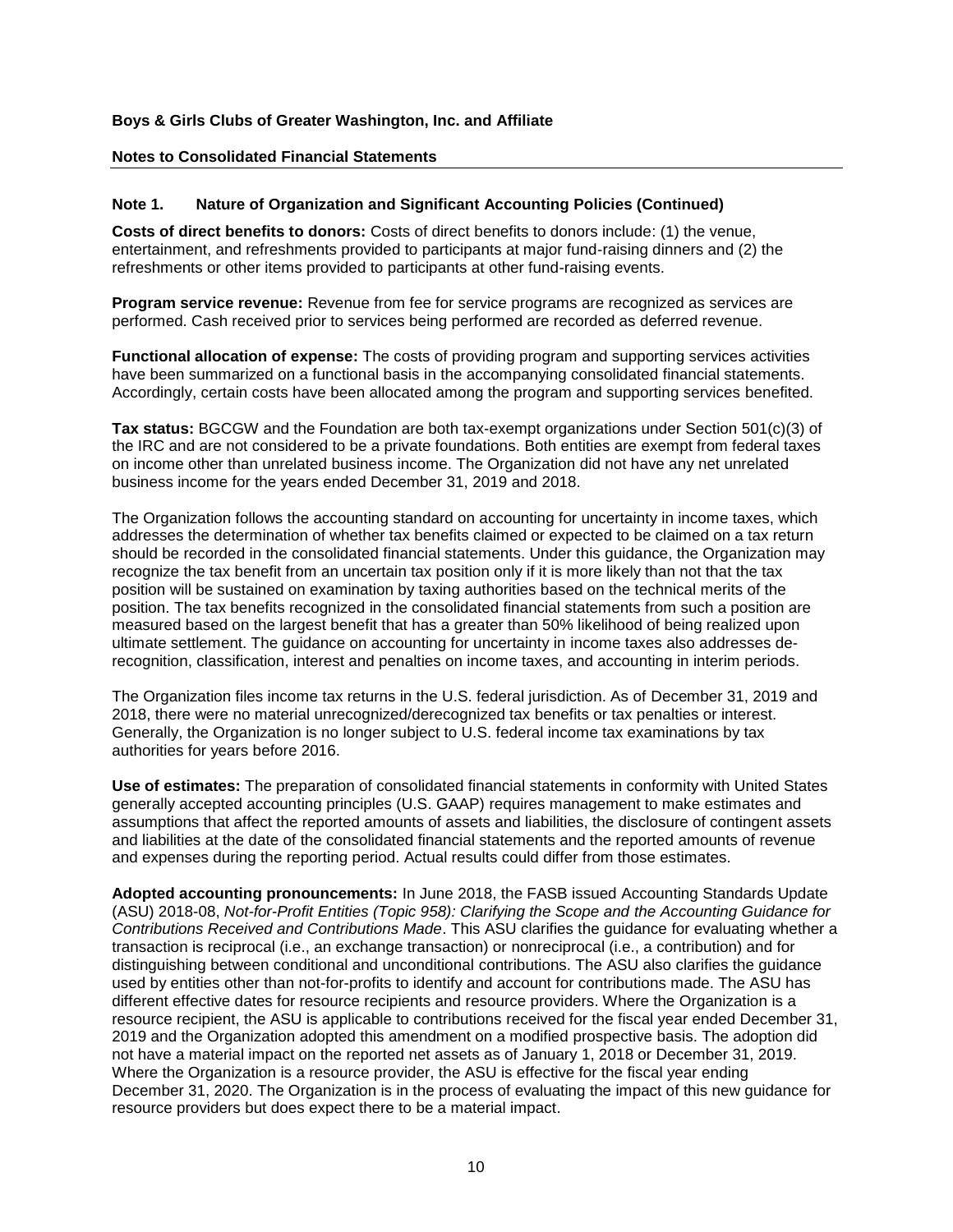**Boys & Girls Clubs of Greater Washington, Inc. and Affiliate**

**Notes to Consolidated Financial Statements**

## Note 1. Nature of Organization and Significant Accounting Policies (Continued)

**Costs of direct benefits to donors:** Costs of direct benefits to donors include: (1) the venue, entertainment, and refreshments provided to participants at major fund-raising dinners and (2) the refreshments or other items provided to participants at other fund-raising events.

**Program service revenue:** Revenue from fee for service programs are recognized as services are performed. Cash received prior to services being performed are recorded as deferred revenue.

**Functional allocation of expense:** The costs of providing program and supporting services activities have been summarized on a functional basis in the accompanying consolidated financial statements. Accordingly, certain costs have been allocated among the program and supporting services benefited.

**Tax status:** BGCGW and the Foundation are both tax-exempt organizations under Section 501(c)(3) of the IRC and are not considered to be a private foundations. Both entities are exempt from federal taxes on income other than unrelated business income. The Organization did not have any net unrelated business income for the years ended December 31, 2019 and 2018.

The Organization follows the accounting standard on accounting for uncertainty in income taxes, which addresses the determination of whether tax benefits claimed or expected to be claimed on a tax return should be recorded in the consolidated financial statements. Under this guidance, the Organization may recognize the tax benefit from an uncertain tax position only if it is more likely than not that the tax position will be sustained on examination by taxing authorities based on the technical merits of the position. The tax benefits recognized in the consolidated financial statements from such a position are measured based on the largest benefit that has a greater than 50% likelihood of being realized upon ultimate settlement. The guidance on accounting for uncertainty in income taxes also addresses de-recognition, classification, interest and penalties on income taxes, and accounting in interim periods.

The Organization files income tax returns in the U.S. federal jurisdiction. As of December 31, 2019 and 2018, there were no material unrecognized/derecognized tax benefits or tax penalties or interest. Generally, the Organization is no longer subject to U.S. federal income tax examinations by tax authorities for years before 2016.

**Use of estimates:** The preparation of consolidated financial statements in conformity with United States generally accepted accounting principles (U.S. GAAP) requires management to make estimates and assumptions that affect the reported amounts of assets and liabilities, the disclosure of contingent assets and liabilities at the date of the consolidated financial statements and the reported amounts of revenue and expenses during the reporting period. Actual results could differ from those estimates.

**Adopted accounting pronouncements:** In June 2018, the FASB issued Accounting Standards Update (ASU) 2018-08, *Not-for-Profit Entities (Topic 958): Clarifying the Scope and the Accounting Guidance for Contributions Received and Contributions Made*. This ASU clarifies the guidance for evaluating whether a transaction is reciprocal (i.e., an exchange transaction) or nonreciprocal (i.e., a contribution) and for distinguishing between conditional and unconditional contributions. The ASU also clarifies the guidance used by entities other than not-for-profits to identify and account for contributions made. The ASU has different effective dates for resource recipients and resource providers. Where the Organization is a resource recipient, the ASU is applicable to contributions received for the fiscal year ended December 31, 2019 and the Organization adopted this amendment on a modified prospective basis. The adoption did not have a material impact on the reported net assets as of January 1, 2018 or December 31, 2019. Where the Organization is a resource provider, the ASU is effective for the fiscal year ending December 31, 2020. The Organization is in the process of evaluating the impact of this new guidance for resource providers but does expect there to be a material impact.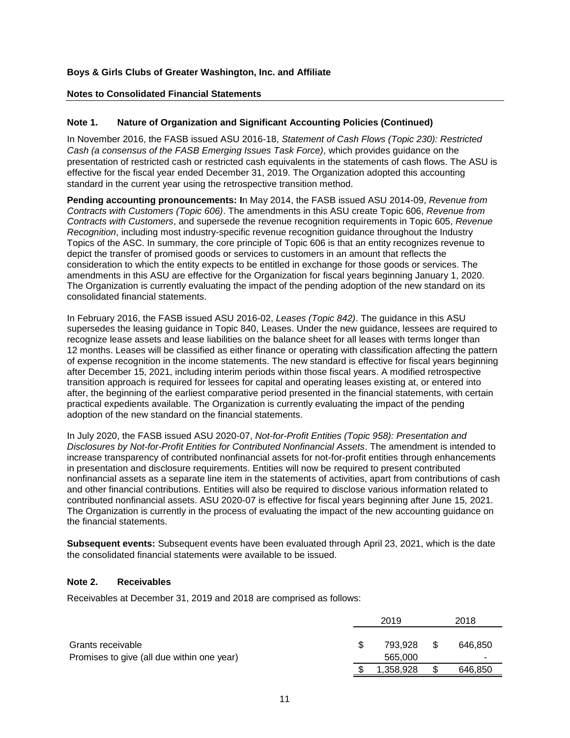**Boys & Girls Clubs of Greater Washington, Inc. and Affiliate**

**Notes to Consolidated Financial Statements**

## Note 1. Nature of Organization and Significant Accounting Policies (Continued)

In November 2016, the FASB issued ASU 2016-18, *Statement of Cash Flows (Topic 230): Restricted Cash (a consensus of the FASB Emerging Issues Task Force),* which provides guidance on the presentation of restricted cash or restricted cash equivalents in the statements of cash flows. The ASU is effective for the fiscal year ended December 31, 2019. The Organization adopted this accounting standard in the current year using the retrospective transition method.

**Pending accounting pronouncements: I**n May 2014, the FASB issued ASU 2014-09, *Revenue from Contracts with Customers (Topic 606)*. The amendments in this ASU create Topic 606, *Revenue from Contracts with Customers*, and supersede the revenue recognition requirements in Topic 605, *Revenue Recognition*, including most industry-specific revenue recognition guidance throughout the Industry Topics of the ASC. In summary, the core principle of Topic 606 is that an entity recognizes revenue to depict the transfer of promised goods or services to customers in an amount that reflects the consideration to which the entity expects to be entitled in exchange for those goods or services. The amendments in this ASU are effective for the Organization for fiscal years beginning January 1, 2020. The Organization is currently evaluating the impact of the pending adoption of the new standard on its consolidated financial statements.

In February 2016, the FASB issued ASU 2016-02, *Leases (Topic 842)*. The guidance in this ASU supersedes the leasing guidance in Topic 840, Leases. Under the new guidance, lessees are required to recognize lease assets and lease liabilities on the balance sheet for all leases with terms longer than 12 months. Leases will be classified as either finance or operating with classification affecting the pattern of expense recognition in the income statements. The new standard is effective for fiscal years beginning after December 15, 2021, including interim periods within those fiscal years. A modified retrospective transition approach is required for lessees for capital and operating leases existing at, or entered into after, the beginning of the earliest comparative period presented in the financial statements, with certain practical expedients available. The Organization is currently evaluating the impact of the pending adoption of the new standard on the financial statements.

In July 2020, the FASB issued ASU 2020-07, *Not-for-Profit Entities (Topic 958): Presentation and Disclosures by Not-for-Profit Entities for Contributed Nonfinancial Assets*. The amendment is intended to increase transparency of contributed nonfinancial assets for not-for-profit entities through enhancements in presentation and disclosure requirements. Entities will now be required to present contributed nonfinancial assets as a separate line item in the statements of activities, apart from contributions of cash and other financial contributions. Entities will also be required to disclose various information related to contributed nonfinancial assets. ASU 2020-07 is effective for fiscal years beginning after June 15, 2021. The Organization is currently in the process of evaluating the impact of the new accounting guidance on the financial statements.

**Subsequent events:** Subsequent events have been evaluated through April 23, 2021, which is the date the consolidated financial statements were available to be issued.

## Note 2. Receivables

Receivables at December 31, 2019 and 2018 are comprised as follows:

| | 2019 | 2018 |
|---|---|---|
| Grants receivable | $ 793,928 | $ 646,850 |
| Promises to give (all due within one year) | 565,000 | - |
| | $ 1,358,928 | $ 646,850 |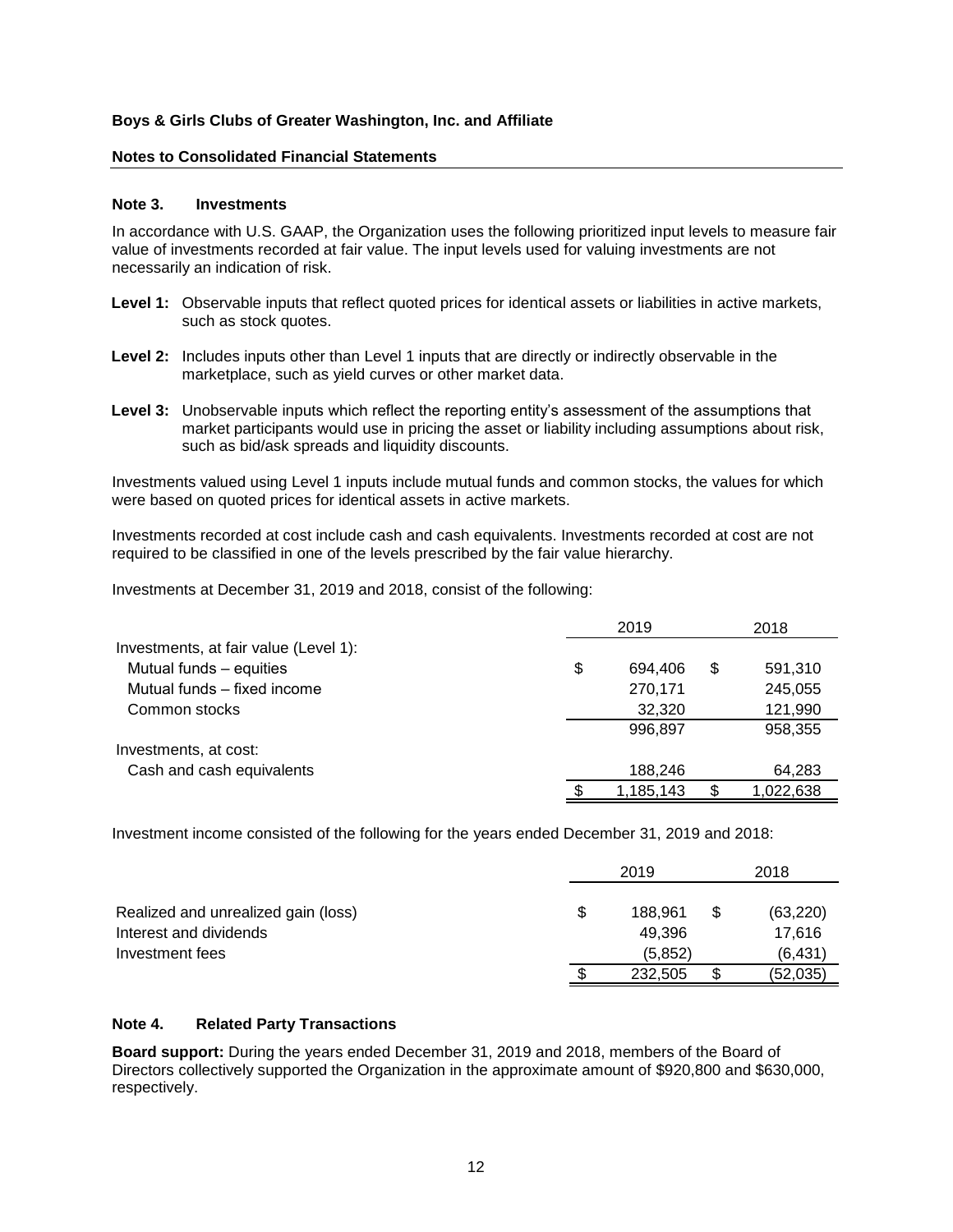**Boys & Girls Clubs of Greater Washington, Inc. and Affiliate**

**Notes to Consolidated Financial Statements**

### Note 3. Investments

In accordance with U.S. GAAP, the Organization uses the following prioritized input levels to measure fair value of investments recorded at fair value. The input levels used for valuing investments are not necessarily an indication of risk.

**Level 1:** Observable inputs that reflect quoted prices for identical assets or liabilities in active markets, such as stock quotes.

**Level 2:** Includes inputs other than Level 1 inputs that are directly or indirectly observable in the marketplace, such as yield curves or other market data.

**Level 3:** Unobservable inputs which reflect the reporting entity's assessment of the assumptions that market participants would use in pricing the asset or liability including assumptions about risk, such as bid/ask spreads and liquidity discounts.

Investments valued using Level 1 inputs include mutual funds and common stocks, the values for which were based on quoted prices for identical assets in active markets.

Investments recorded at cost include cash and cash equivalents. Investments recorded at cost are not required to be classified in one of the levels prescribed by the fair value hierarchy.

Investments at December 31, 2019 and 2018, consist of the following:

| | 2019 | 2018 |
|---|---|---|
| Investments, at fair value (Level 1): | | |
| Mutual funds – equities | $ 694,406 | $ 591,310 |
| Mutual funds – fixed income | 270,171 | 245,055 |
| Common stocks | 32,320 | 121,990 |
| | 996,897 | 958,355 |
| Investments, at cost: | | |
| Cash and cash equivalents | 188,246 | 64,283 |
| | $ 1,185,143 | $ 1,022,638 |

Investment income consisted of the following for the years ended December 31, 2019 and 2018:

| | 2019 | 2018 |
|---|---|---|
| Realized and unrealized gain (loss) | $ 188,961 | $ (63,220) |
| Interest and dividends | 49,396 | 17,616 |
| Investment fees | (5,852) | (6,431) |
| | $ 232,505 | $ (52,035) |

### Note 4. Related Party Transactions

**Board support:** During the years ended December 31, 2019 and 2018, members of the Board of Directors collectively supported the Organization in the approximate amount of $920,800 and $630,000, respectively.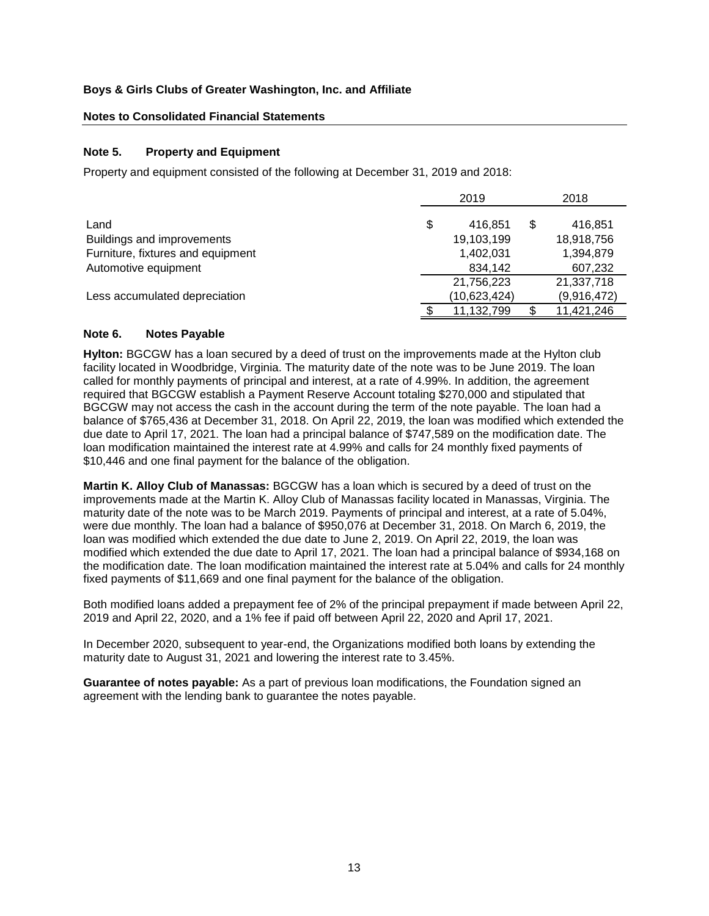Boys & Girls Clubs of Greater Washington, Inc. and Affiliate

Notes to Consolidated Financial Statements

### Note 5. Property and Equipment

Property and equipment consisted of the following at December 31, 2019 and 2018:

| | 2019 | 2018 |
|---|---|---|
| Land | $ 416,851 | $ 416,851 |
| Buildings and improvements | 19,103,199 | 18,918,756 |
| Furniture, fixtures and equipment | 1,402,031 | 1,394,879 |
| Automotive equipment | 834,142 | 607,232 |
| | 21,756,223 | 21,337,718 |
| Less accumulated depreciation | (10,623,424) | (9,916,472) |
| | $ 11,132,799 | $ 11,421,246 |

### Note 6. Notes Payable

**Hylton:** BGCGW has a loan secured by a deed of trust on the improvements made at the Hylton club facility located in Woodbridge, Virginia. The maturity date of the note was to be June 2019. The loan called for monthly payments of principal and interest, at a rate of 4.99%. In addition, the agreement required that BGCGW establish a Payment Reserve Account totaling $270,000 and stipulated that BGCGW may not access the cash in the account during the term of the note payable. The loan had a balance of $765,436 at December 31, 2018. On April 22, 2019, the loan was modified which extended the due date to April 17, 2021. The loan had a principal balance of $747,589 on the modification date. The loan modification maintained the interest rate at 4.99% and calls for 24 monthly fixed payments of $10,446 and one final payment for the balance of the obligation.

**Martin K. Alloy Club of Manassas:** BGCGW has a loan which is secured by a deed of trust on the improvements made at the Martin K. Alloy Club of Manassas facility located in Manassas, Virginia. The maturity date of the note was to be March 2019. Payments of principal and interest, at a rate of 5.04%, were due monthly. The loan had a balance of $950,076 at December 31, 2018. On March 6, 2019, the loan was modified which extended the due date to June 2, 2019. On April 22, 2019, the loan was modified which extended the due date to April 17, 2021. The loan had a principal balance of $934,168 on the modification date. The loan modification maintained the interest rate at 5.04% and calls for 24 monthly fixed payments of $11,669 and one final payment for the balance of the obligation.

Both modified loans added a prepayment fee of 2% of the principal prepayment if made between April 22, 2019 and April 22, 2020, and a 1% fee if paid off between April 22, 2020 and April 17, 2021.

In December 2020, subsequent to year-end, the Organizations modified both loans by extending the maturity date to August 31, 2021 and lowering the interest rate to 3.45%.

**Guarantee of notes payable:** As a part of previous loan modifications, the Foundation signed an agreement with the lending bank to guarantee the notes payable.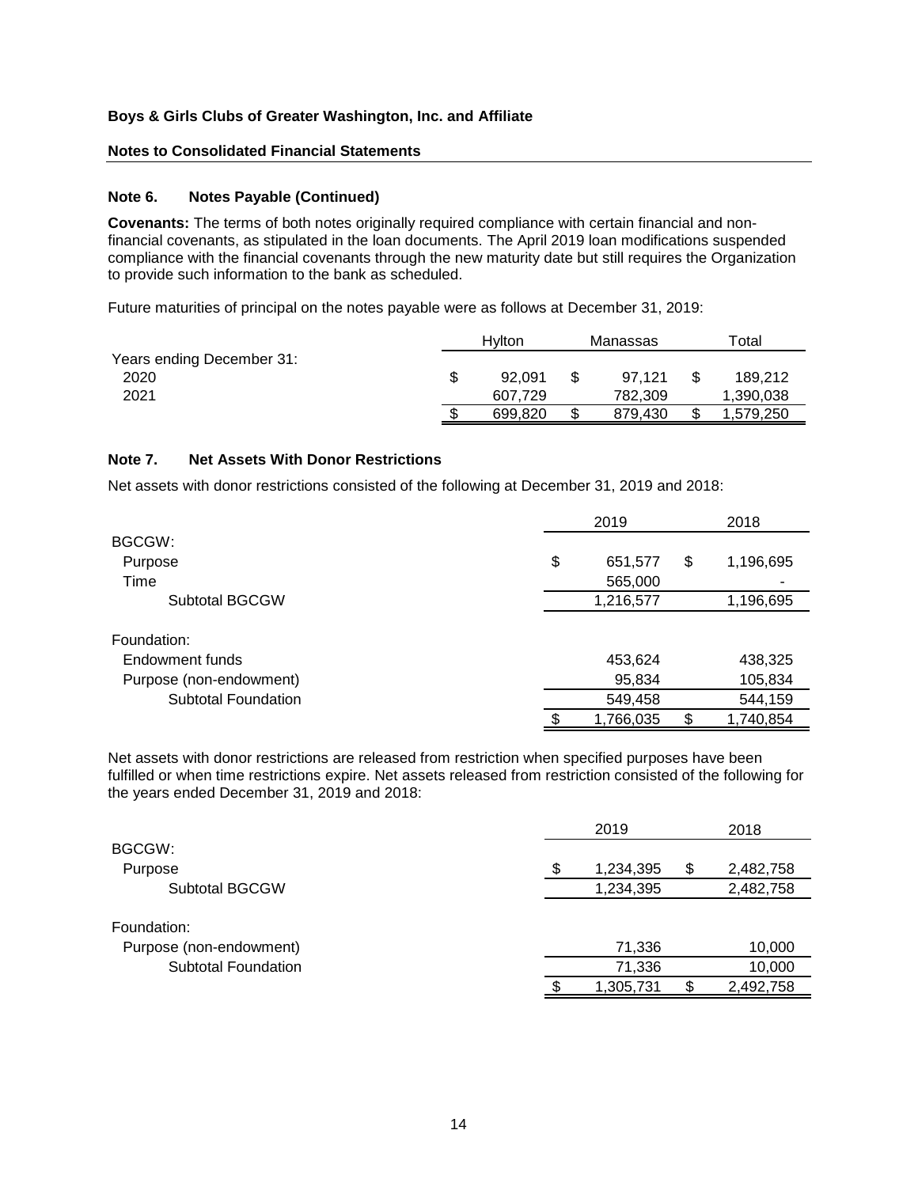**Boys & Girls Clubs of Greater Washington, Inc. and Affiliate**

**Notes to Consolidated Financial Statements**

### Note 6. Notes Payable (Continued)

**Covenants:** The terms of both notes originally required compliance with certain financial and non-financial covenants, as stipulated in the loan documents. The April 2019 loan modifications suspended compliance with the financial covenants through the new maturity date but still requires the Organization to provide such information to the bank as scheduled.

Future maturities of principal on the notes payable were as follows at December 31, 2019:

| | Hylton | Manassas | Total |
|---|---|---|---|
| Years ending December 31: | | | |
| 2020 | $ 92,091 | $ 97,121 | $ 189,212 |
| 2021 | 607,729 | 782,309 | 1,390,038 |
| | $ 699,820 | $ 879,430 | $ 1,579,250 |

### Note 7. Net Assets With Donor Restrictions

Net assets with donor restrictions consisted of the following at December 31, 2019 and 2018:

| | 2019 | 2018 |
|---|---|---|
| BGCGW: | | |
| Purpose | $ 651,577 | $ 1,196,695 |
| Time | 565,000 | - |
| Subtotal BGCGW | 1,216,577 | 1,196,695 |
| Foundation: | | |
| Endowment funds | 453,624 | 438,325 |
| Purpose (non-endowment) | 95,834 | 105,834 |
| Subtotal Foundation | 549,458 | 544,159 |
| | $ 1,766,035 | $ 1,740,854 |

Net assets with donor restrictions are released from restriction when specified purposes have been fulfilled or when time restrictions expire. Net assets released from restriction consisted of the following for the years ended December 31, 2019 and 2018:

| | 2019 | 2018 |
|---|---|---|
| BGCGW: | | |
| Purpose | $ 1,234,395 | $ 2,482,758 |
| Subtotal BGCGW | 1,234,395 | 2,482,758 |
| Foundation: | | |
| Purpose (non-endowment) | 71,336 | 10,000 |
| Subtotal Foundation | 71,336 | 10,000 |
| | $ 1,305,731 | $ 2,492,758 |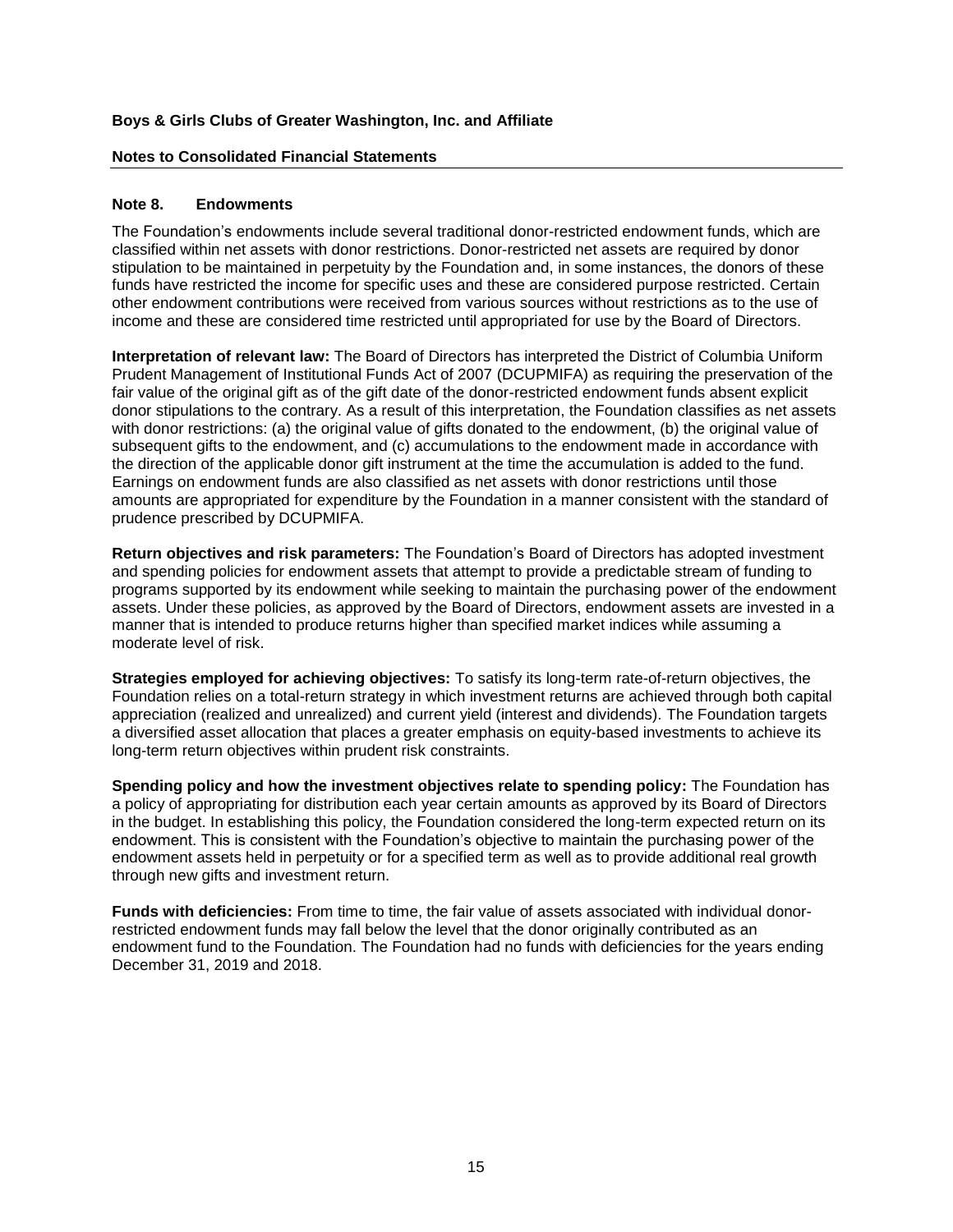**Boys & Girls Clubs of Greater Washington, Inc. and Affiliate**

**Notes to Consolidated Financial Statements**

## Note 8. Endowments

The Foundation's endowments include several traditional donor-restricted endowment funds, which are classified within net assets with donor restrictions. Donor-restricted net assets are required by donor stipulation to be maintained in perpetuity by the Foundation and, in some instances, the donors of these funds have restricted the income for specific uses and these are considered purpose restricted. Certain other endowment contributions were received from various sources without restrictions as to the use of income and these are considered time restricted until appropriated for use by the Board of Directors.

**Interpretation of relevant law:** The Board of Directors has interpreted the District of Columbia Uniform Prudent Management of Institutional Funds Act of 2007 (DCUPMIFA) as requiring the preservation of the fair value of the original gift as of the gift date of the donor-restricted endowment funds absent explicit donor stipulations to the contrary. As a result of this interpretation, the Foundation classifies as net assets with donor restrictions: (a) the original value of gifts donated to the endowment, (b) the original value of subsequent gifts to the endowment, and (c) accumulations to the endowment made in accordance with the direction of the applicable donor gift instrument at the time the accumulation is added to the fund. Earnings on endowment funds are also classified as net assets with donor restrictions until those amounts are appropriated for expenditure by the Foundation in a manner consistent with the standard of prudence prescribed by DCUPMIFA.

**Return objectives and risk parameters:** The Foundation's Board of Directors has adopted investment and spending policies for endowment assets that attempt to provide a predictable stream of funding to programs supported by its endowment while seeking to maintain the purchasing power of the endowment assets. Under these policies, as approved by the Board of Directors, endowment assets are invested in a manner that is intended to produce returns higher than specified market indices while assuming a moderate level of risk.

**Strategies employed for achieving objectives:** To satisfy its long-term rate-of-return objectives, the Foundation relies on a total-return strategy in which investment returns are achieved through both capital appreciation (realized and unrealized) and current yield (interest and dividends). The Foundation targets a diversified asset allocation that places a greater emphasis on equity-based investments to achieve its long-term return objectives within prudent risk constraints.

**Spending policy and how the investment objectives relate to spending policy:** The Foundation has a policy of appropriating for distribution each year certain amounts as approved by its Board of Directors in the budget. In establishing this policy, the Foundation considered the long-term expected return on its endowment. This is consistent with the Foundation's objective to maintain the purchasing power of the endowment assets held in perpetuity or for a specified term as well as to provide additional real growth through new gifts and investment return.

**Funds with deficiencies:** From time to time, the fair value of assets associated with individual donor-restricted endowment funds may fall below the level that the donor originally contributed as an endowment fund to the Foundation. The Foundation had no funds with deficiencies for the years ending December 31, 2019 and 2018.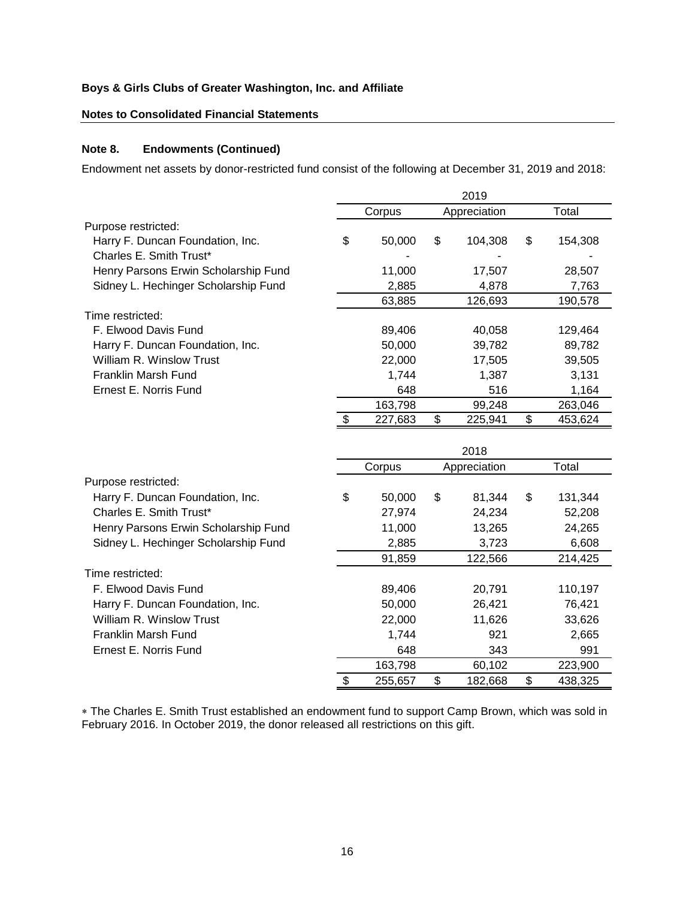**Boys & Girls Clubs of Greater Washington, Inc. and Affiliate**

**Notes to Consolidated Financial Statements**

## Note 8. Endowments (Continued)

Endowment net assets by donor-restricted fund consist of the following at December 31, 2019 and 2018:

| | 2019 | | |
|---|---|---|---|
| | Corpus | Appreciation | Total |
| Purpose restricted: | | | |
| Harry F. Duncan Foundation, Inc. | $ 50,000 | $ 104,308 | $ 154,308 |
| Charles E. Smith Trust* | - | - | - |
| Henry Parsons Erwin Scholarship Fund | 11,000 | 17,507 | 28,507 |
| Sidney L. Hechinger Scholarship Fund | 2,885 | 4,878 | 7,763 |
| | 63,885 | 126,693 | 190,578 |
| Time restricted: | | | |
| F. Elwood Davis Fund | 89,406 | 40,058 | 129,464 |
| Harry F. Duncan Foundation, Inc. | 50,000 | 39,782 | 89,782 |
| William R. Winslow Trust | 22,000 | 17,505 | 39,505 |
| Franklin Marsh Fund | 1,744 | 1,387 | 3,131 |
| Ernest E. Norris Fund | 648 | 516 | 1,164 |
| | 163,798 | 99,248 | 263,046 |
| | $ 227,683 | $ 225,941 | $ 453,624 |

| | 2018 | | |
|---|---|---|---|
| | Corpus | Appreciation | Total |
| Purpose restricted: | | | |
| Harry F. Duncan Foundation, Inc. | $ 50,000 | $ 81,344 | $ 131,344 |
| Charles E. Smith Trust* | 27,974 | 24,234 | 52,208 |
| Henry Parsons Erwin Scholarship Fund | 11,000 | 13,265 | 24,265 |
| Sidney L. Hechinger Scholarship Fund | 2,885 | 3,723 | 6,608 |
| | 91,859 | 122,566 | 214,425 |
| Time restricted: | | | |
| F. Elwood Davis Fund | 89,406 | 20,791 | 110,197 |
| Harry F. Duncan Foundation, Inc. | 50,000 | 26,421 | 76,421 |
| William R. Winslow Trust | 22,000 | 11,626 | 33,626 |
| Franklin Marsh Fund | 1,744 | 921 | 2,665 |
| Ernest E. Norris Fund | 648 | 343 | 991 |
| | 163,798 | 60,102 | 223,900 |
| | $ 255,657 | $ 182,668 | $ 438,325 |

* The Charles E. Smith Trust established an endowment fund to support Camp Brown, which was sold in February 2016. In October 2019, the donor released all restrictions on this gift.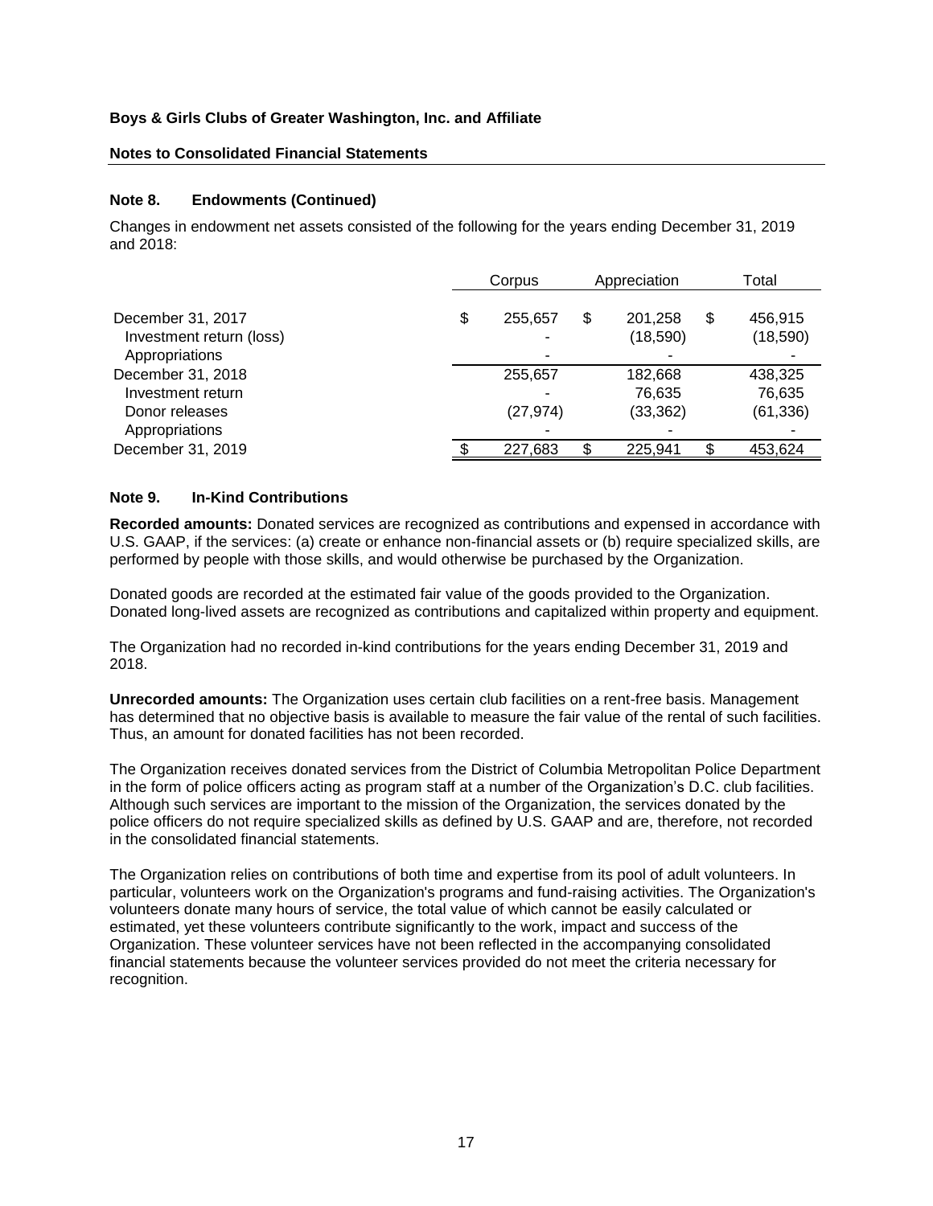**Boys & Girls Clubs of Greater Washington, Inc. and Affiliate**

**Notes to Consolidated Financial Statements**

## Note 8. Endowments (Continued)

Changes in endowment net assets consisted of the following for the years ending December 31, 2019 and 2018:

| | Corpus | Appreciation | Total |
|---|---|---|---|
| December 31, 2017 | $ 255,657 | $ 201,258 | $ 456,915 |
| Investment return (loss) | - | (18,590) | (18,590) |
| Appropriations | - | - | - |
| December 31, 2018 | 255,657 | 182,668 | 438,325 |
| Investment return | - | 76,635 | 76,635 |
| Donor releases | (27,974) | (33,362) | (61,336) |
| Appropriations | - | - | - |
| December 31, 2019 | $ 227,683 | $ 225,941 | $ 453,624 |

## Note 9. In-Kind Contributions

**Recorded amounts:** Donated services are recognized as contributions and expensed in accordance with U.S. GAAP, if the services: (a) create or enhance non-financial assets or (b) require specialized skills, are performed by people with those skills, and would otherwise be purchased by the Organization.

Donated goods are recorded at the estimated fair value of the goods provided to the Organization. Donated long-lived assets are recognized as contributions and capitalized within property and equipment.

The Organization had no recorded in-kind contributions for the years ending December 31, 2019 and 2018.

**Unrecorded amounts:** The Organization uses certain club facilities on a rent-free basis. Management has determined that no objective basis is available to measure the fair value of the rental of such facilities. Thus, an amount for donated facilities has not been recorded.

The Organization receives donated services from the District of Columbia Metropolitan Police Department in the form of police officers acting as program staff at a number of the Organization's D.C. club facilities. Although such services are important to the mission of the Organization, the services donated by the police officers do not require specialized skills as defined by U.S. GAAP and are, therefore, not recorded in the consolidated financial statements.

The Organization relies on contributions of both time and expertise from its pool of adult volunteers. In particular, volunteers work on the Organization's programs and fund-raising activities. The Organization's volunteers donate many hours of service, the total value of which cannot be easily calculated or estimated, yet these volunteers contribute significantly to the work, impact and success of the Organization. These volunteer services have not been reflected in the accompanying consolidated financial statements because the volunteer services provided do not meet the criteria necessary for recognition.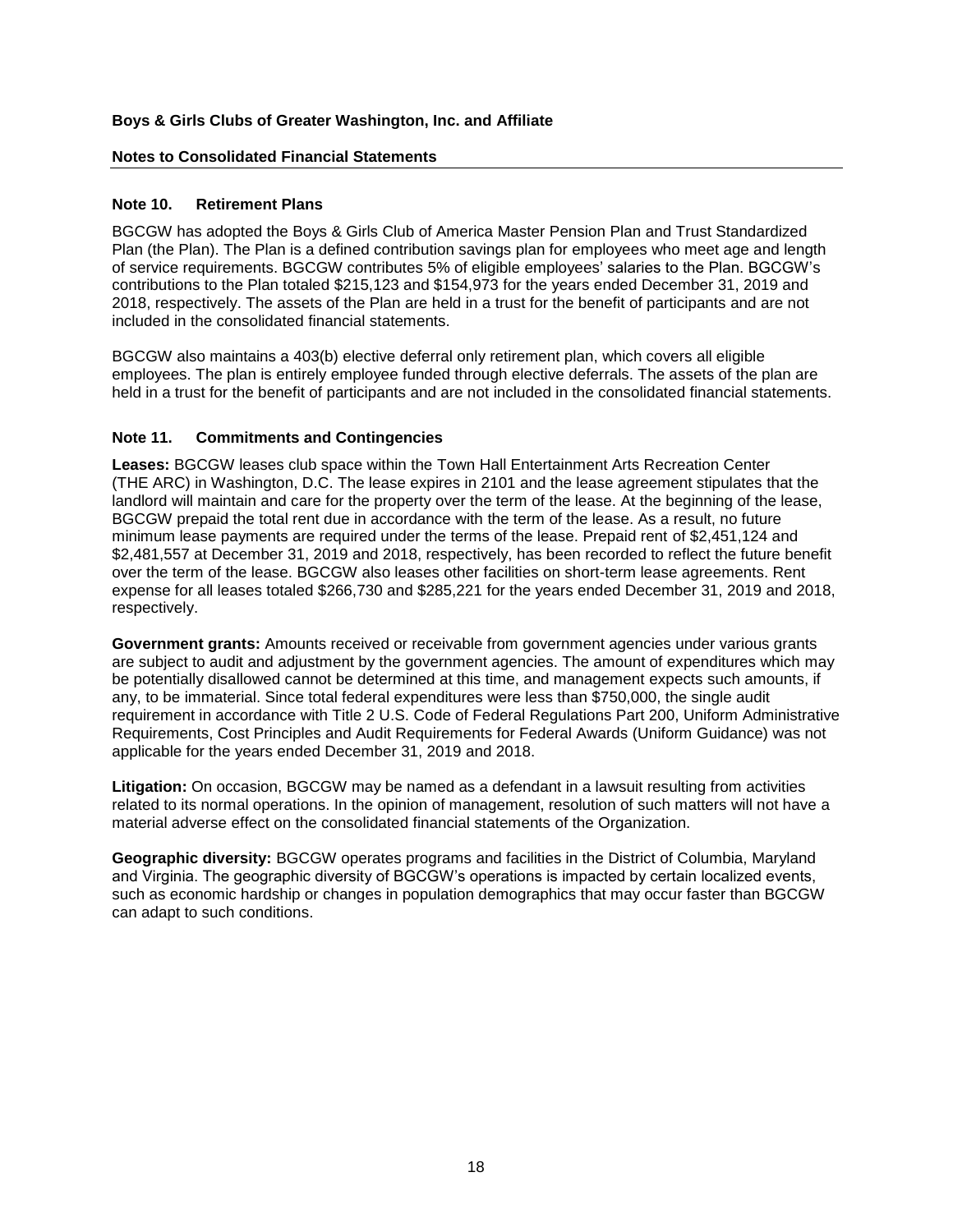## Note 10. Retirement Plans

BGCGW has adopted the Boys & Girls Club of America Master Pension Plan and Trust Standardized Plan (the Plan). The Plan is a defined contribution savings plan for employees who meet age and length of service requirements. BGCGW contributes 5% of eligible employees' salaries to the Plan. BGCGW's contributions to the Plan totaled $215,123 and $154,973 for the years ended December 31, 2019 and 2018, respectively. The assets of the Plan are held in a trust for the benefit of participants and are not included in the consolidated financial statements.

BGCGW also maintains a 403(b) elective deferral only retirement plan, which covers all eligible employees. The plan is entirely employee funded through elective deferrals. The assets of the plan are held in a trust for the benefit of participants and are not included in the consolidated financial statements.

## Note 11. Commitments and Contingencies

**Leases:** BGCGW leases club space within the Town Hall Entertainment Arts Recreation Center (THE ARC) in Washington, D.C. The lease expires in 2101 and the lease agreement stipulates that the landlord will maintain and care for the property over the term of the lease. At the beginning of the lease, BGCGW prepaid the total rent due in accordance with the term of the lease. As a result, no future minimum lease payments are required under the terms of the lease. Prepaid rent of $2,451,124 and $2,481,557 at December 31, 2019 and 2018, respectively, has been recorded to reflect the future benefit over the term of the lease. BGCGW also leases other facilities on short-term lease agreements. Rent expense for all leases totaled $266,730 and $285,221 for the years ended December 31, 2019 and 2018, respectively.

**Government grants:** Amounts received or receivable from government agencies under various grants are subject to audit and adjustment by the government agencies. The amount of expenditures which may be potentially disallowed cannot be determined at this time, and management expects such amounts, if any, to be immaterial. Since total federal expenditures were less than $750,000, the single audit requirement in accordance with Title 2 U.S. Code of Federal Regulations Part 200, Uniform Administrative Requirements, Cost Principles and Audit Requirements for Federal Awards (Uniform Guidance) was not applicable for the years ended December 31, 2019 and 2018.

**Litigation:** On occasion, BGCGW may be named as a defendant in a lawsuit resulting from activities related to its normal operations. In the opinion of management, resolution of such matters will not have a material adverse effect on the consolidated financial statements of the Organization.

**Geographic diversity:** BGCGW operates programs and facilities in the District of Columbia, Maryland and Virginia. The geographic diversity of BGCGW's operations is impacted by certain localized events, such as economic hardship or changes in population demographics that may occur faster than BGCGW can adapt to such conditions.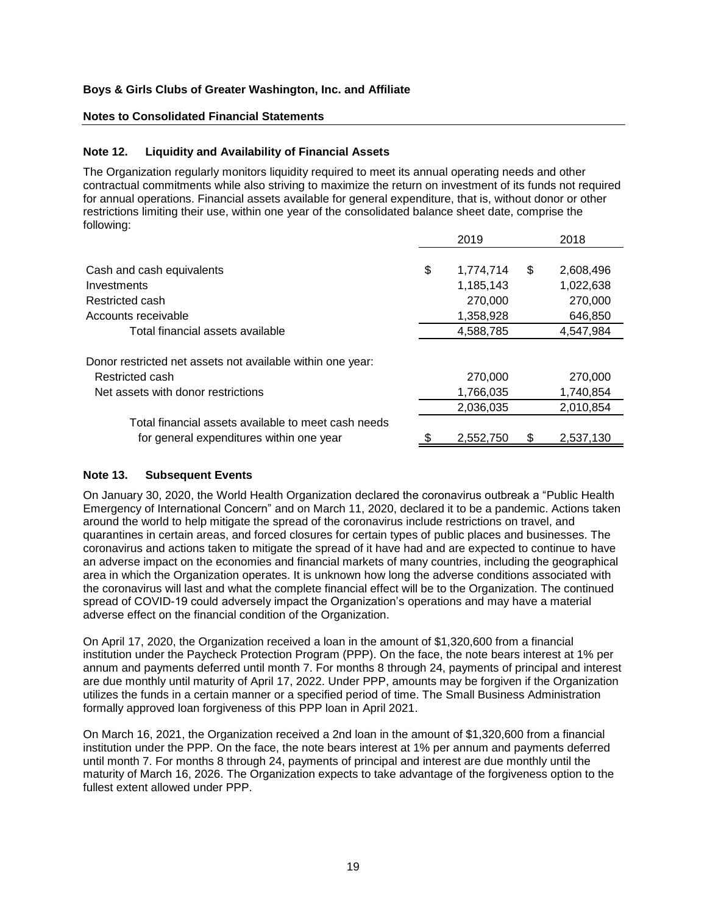**Boys & Girls Clubs of Greater Washington, Inc. and Affiliate**

**Notes to Consolidated Financial Statements**

## Note 12. Liquidity and Availability of Financial Assets

The Organization regularly monitors liquidity required to meet its annual operating needs and other contractual commitments while also striving to maximize the return on investment of its funds not required for annual operations. Financial assets available for general expenditure, that is, without donor or other restrictions limiting their use, within one year of the consolidated balance sheet date, comprise the following:

| | 2019 | 2018 |
|---|---|---|
| Cash and cash equivalents | $ 1,774,714 | $ 2,608,496 |
| Investments | 1,185,143 | 1,022,638 |
| Restricted cash | 270,000 | 270,000 |
| Accounts receivable | 1,358,928 | 646,850 |
| Total financial assets available | 4,588,785 | 4,547,984 |
| Donor restricted net assets not available within one year: | | |
| Restricted cash | 270,000 | 270,000 |
| Net assets with donor restrictions | 1,766,035 | 1,740,854 |
| | 2,036,035 | 2,010,854 |
| Total financial assets available to meet cash needs for general expenditures within one year | $ 2,552,750 | $ 2,537,130 |

## Note 13. Subsequent Events

On January 30, 2020, the World Health Organization declared the coronavirus outbreak a "Public Health Emergency of International Concern" and on March 11, 2020, declared it to be a pandemic. Actions taken around the world to help mitigate the spread of the coronavirus include restrictions on travel, and quarantines in certain areas, and forced closures for certain types of public places and businesses. The coronavirus and actions taken to mitigate the spread of it have had and are expected to continue to have an adverse impact on the economies and financial markets of many countries, including the geographical area in which the Organization operates. It is unknown how long the adverse conditions associated with the coronavirus will last and what the complete financial effect will be to the Organization. The continued spread of COVID-19 could adversely impact the Organization's operations and may have a material adverse effect on the financial condition of the Organization.

On April 17, 2020, the Organization received a loan in the amount of $1,320,600 from a financial institution under the Paycheck Protection Program (PPP). On the face, the note bears interest at 1% per annum and payments deferred until month 7. For months 8 through 24, payments of principal and interest are due monthly until maturity of April 17, 2022. Under PPP, amounts may be forgiven if the Organization utilizes the funds in a certain manner or a specified period of time. The Small Business Administration formally approved loan forgiveness of this PPP loan in April 2021.

On March 16, 2021, the Organization received a 2nd loan in the amount of $1,320,600 from a financial institution under the PPP. On the face, the note bears interest at 1% per annum and payments deferred until month 7. For months 8 through 24, payments of principal and interest are due monthly until the maturity of March 16, 2026. The Organization expects to take advantage of the forgiveness option to the fullest extent allowed under PPP.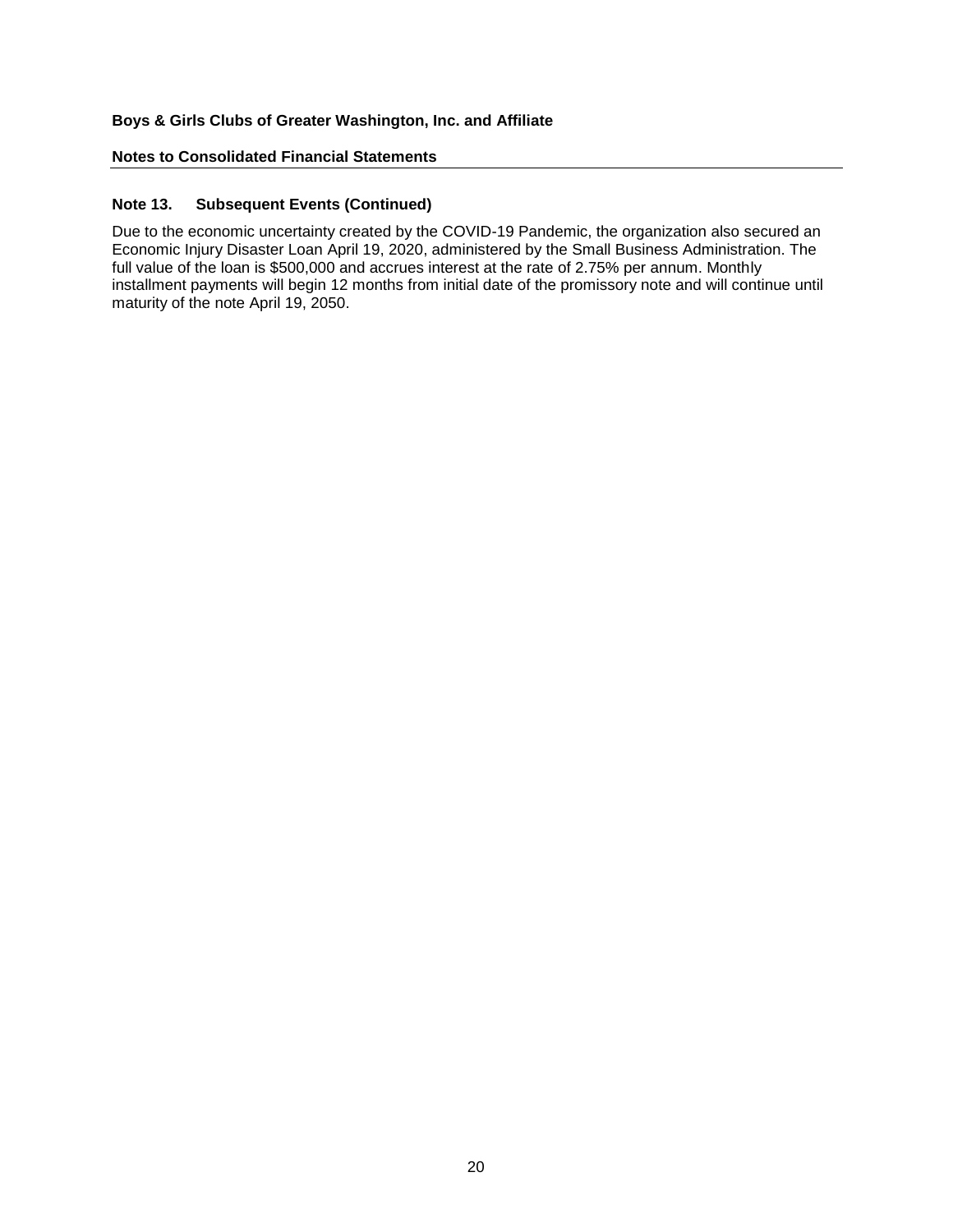**Boys & Girls Clubs of Greater Washington, Inc. and Affiliate**

**Notes to Consolidated Financial Statements**

### Note 13. Subsequent Events (Continued)

Due to the economic uncertainty created by the COVID-19 Pandemic, the organization also secured an Economic Injury Disaster Loan April 19, 2020, administered by the Small Business Administration. The full value of the loan is $500,000 and accrues interest at the rate of 2.75% per annum. Monthly installment payments will begin 12 months from initial date of the promissory note and will continue until maturity of the note April 19, 2050.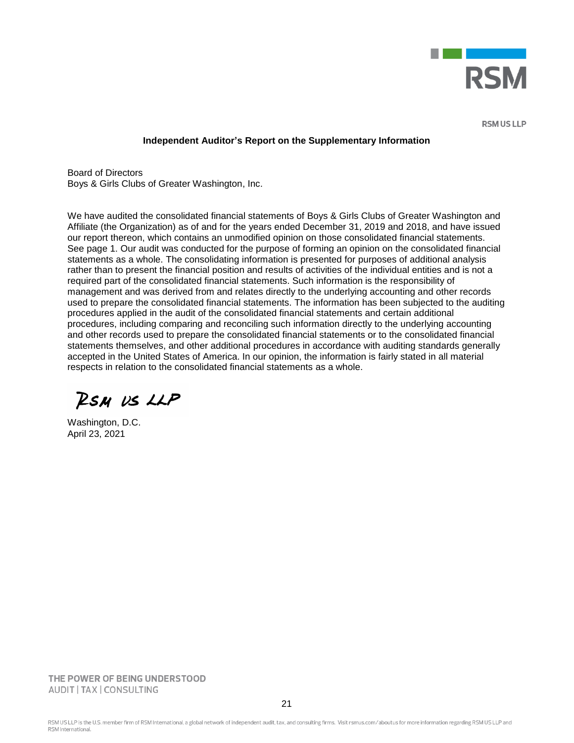RSM US LLP

## Independent Auditor's Report on the Supplementary Information

Board of Directors
Boys & Girls Clubs of Greater Washington, Inc.

We have audited the consolidated financial statements of Boys & Girls Clubs of Greater Washington and Affiliate (the Organization) as of and for the years ended December 31, 2019 and 2018, and have issued our report thereon, which contains an unmodified opinion on those consolidated financial statements. See page 1. Our audit was conducted for the purpose of forming an opinion on the consolidated financial statements as a whole. The consolidating information is presented for purposes of additional analysis rather than to present the financial position and results of activities of the individual entities and is not a required part of the consolidated financial statements. Such information is the responsibility of management and was derived from and relates directly to the underlying accounting and other records used to prepare the consolidated financial statements. The information has been subjected to the auditing procedures applied in the audit of the consolidated financial statements and certain additional procedures, including comparing and reconciling such information directly to the underlying accounting and other records used to prepare the consolidated financial statements or to the consolidated financial statements themselves, and other additional procedures in accordance with auditing standards generally accepted in the United States of America. In our opinion, the information is fairly stated in all material respects in relation to the consolidated financial statements as a whole.

RSM US LLP

Washington, D.C.
April 23, 2021

THE POWER OF BEING UNDERSTOOD
AUDIT | TAX | CONSULTING

RSM US LLP is the U.S. member firm of RSM International, a global network of independent audit, tax, and consulting firms. Visit rsmus.com/aboutus for more information regarding RSM US LLP and RSM International.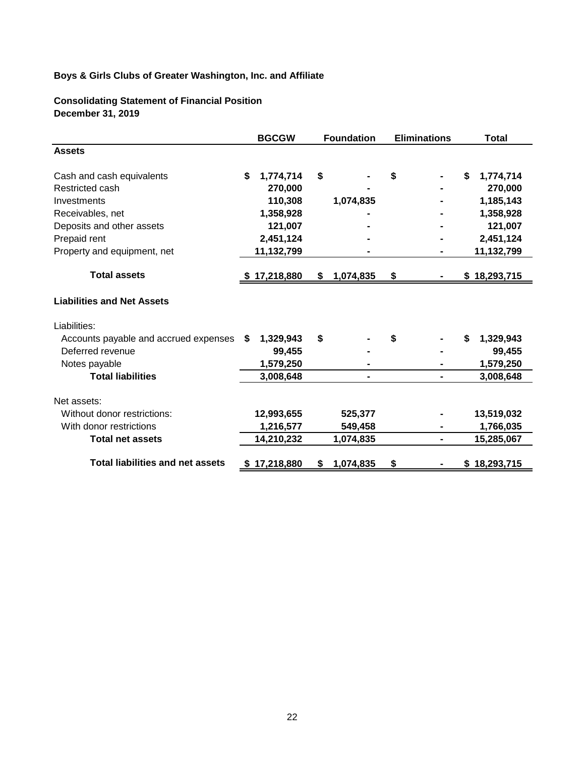**Boys & Girls Clubs of Greater Washington, Inc. and Affiliate**

**Consolidating Statement of Financial Position**
**December 31, 2019**

| | BGCGW | Foundation | Eliminations | Total |
|---|---|---|---|---|
| **Assets** | | | | |
| Cash and cash equivalents | $ 1,774,714 | $ - | $ - | $ 1,774,714 |
| Restricted cash | 270,000 | - | - | 270,000 |
| Investments | 110,308 | 1,074,835 | - | 1,185,143 |
| Receivables, net | 1,358,928 | - | - | 1,358,928 |
| Deposits and other assets | 121,007 | - | - | 121,007 |
| Prepaid rent | 2,451,124 | - | - | 2,451,124 |
| Property and equipment, net | 11,132,799 | - | - | 11,132,799 |
| **Total assets** | $ 17,218,880 | $ 1,074,835 | $ - | $ 18,293,715 |
| **Liabilities and Net Assets** | | | | |
| Liabilities: | | | | |
| Accounts payable and accrued expenses | $ 1,329,943 | $ - | $ - | $ 1,329,943 |
| Deferred revenue | 99,455 | - | - | 99,455 |
| Notes payable | 1,579,250 | - | - | 1,579,250 |
| **Total liabilities** | 3,008,648 | - | - | 3,008,648 |
| Net assets: | | | | |
| Without donor restrictions: | 12,993,655 | 525,377 | - | 13,519,032 |
| With donor restrictions | 1,216,577 | 549,458 | - | 1,766,035 |
| **Total net assets** | 14,210,232 | 1,074,835 | - | 15,285,067 |
| **Total liabilities and net assets** | $ 17,218,880 | $ 1,074,835 | $ - | $ 18,293,715 |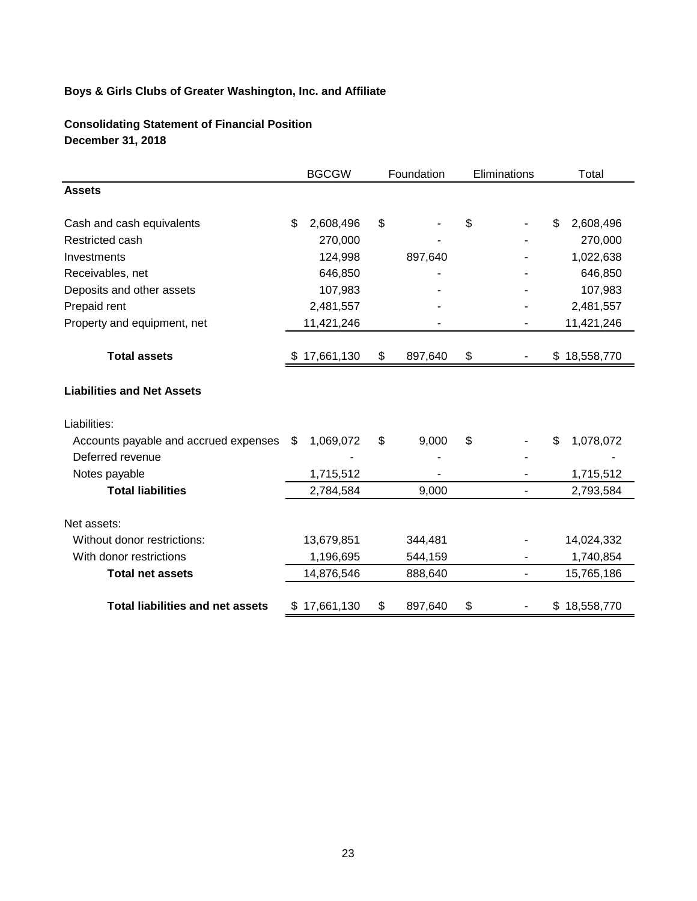**Boys & Girls Clubs of Greater Washington, Inc. and Affiliate**

**Consolidating Statement of Financial Position**
**December 31, 2018**

| | BGCGW | Foundation | Eliminations | Total |
|---|---|---|---|---|
| **Assets** | | | | |
| Cash and cash equivalents | $ 2,608,496 | $ - | $ - | $ 2,608,496 |
| Restricted cash | 270,000 | - | - | 270,000 |
| Investments | 124,998 | 897,640 | - | 1,022,638 |
| Receivables, net | 646,850 | - | - | 646,850 |
| Deposits and other assets | 107,983 | - | - | 107,983 |
| Prepaid rent | 2,481,557 | - | - | 2,481,557 |
| Property and equipment, net | 11,421,246 | - | - | 11,421,246 |
| **Total assets** | $ 17,661,130 | $ 897,640 | $ - | $ 18,558,770 |
| **Liabilities and Net Assets** | | | | |
| Liabilities: | | | | |
| Accounts payable and accrued expenses | $ 1,069,072 | $ 9,000 | $ - | $ 1,078,072 |
| Deferred revenue | - | - | - | - |
| Notes payable | 1,715,512 | - | - | 1,715,512 |
| **Total liabilities** | 2,784,584 | 9,000 | - | 2,793,584 |
| Net assets: | | | | |
| Without donor restrictions: | 13,679,851 | 344,481 | - | 14,024,332 |
| With donor restrictions | 1,196,695 | 544,159 | - | 1,740,854 |
| **Total net assets** | 14,876,546 | 888,640 | - | 15,765,186 |
| **Total liabilities and net assets** | $ 17,661,130 | $ 897,640 | $ - | $ 18,558,770 |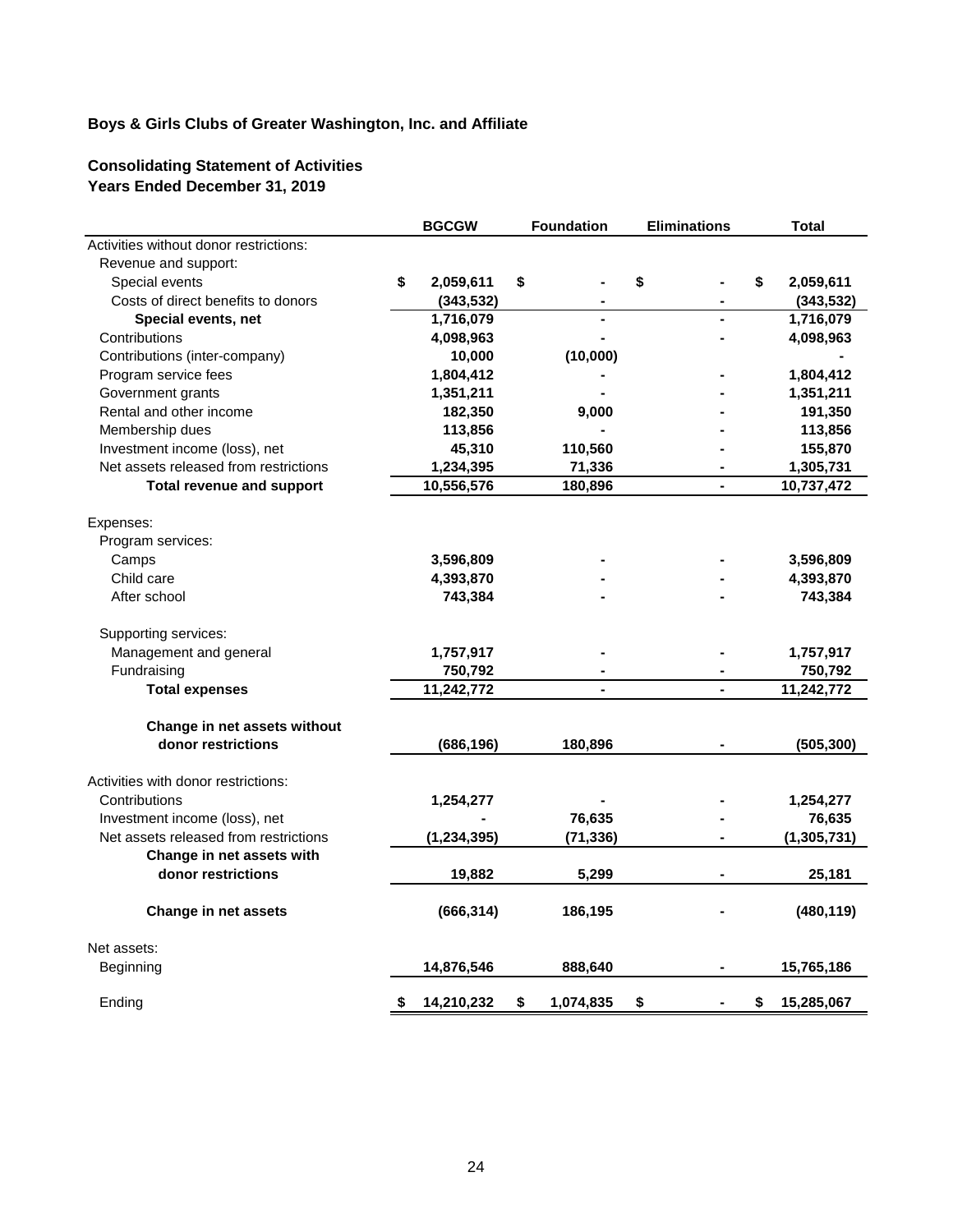**Boys & Girls Clubs of Greater Washington, Inc. and Affiliate**

**Consolidating Statement of Activities**
**Years Ended December 31, 2019**

| | BGCGW | Foundation | Eliminations | Total |
|---|---|---|---|---|
| Activities without donor restrictions: | | | | |
| Revenue and support: | | | | |
| Special events | $ 2,059,611 | $ - | $ - | $ 2,059,611 |
| Costs of direct benefits to donors | (343,532) | - | - | (343,532) |
| **Special events, net** | 1,716,079 | - | - | 1,716,079 |
| Contributions | 4,098,963 | - | - | 4,098,963 |
| Contributions (inter-company) | 10,000 | (10,000) | | - |
| Program service fees | 1,804,412 | - | - | 1,804,412 |
| Government grants | 1,351,211 | - | - | 1,351,211 |
| Rental and other income | 182,350 | 9,000 | - | 191,350 |
| Membership dues | 113,856 | - | - | 113,856 |
| Investment income (loss), net | 45,310 | 110,560 | - | 155,870 |
| Net assets released from restrictions | 1,234,395 | 71,336 | - | 1,305,731 |
| **Total revenue and support** | 10,556,576 | 180,896 | - | 10,737,472 |
| | | | | |
| Expenses: | | | | |
| Program services: | | | | |
| Camps | 3,596,809 | - | - | 3,596,809 |
| Child care | 4,393,870 | - | - | 4,393,870 |
| After school | 743,384 | - | - | 743,384 |
| | | | | |
| Supporting services: | | | | |
| Management and general | 1,757,917 | - | - | 1,757,917 |
| Fundraising | 750,792 | - | - | 750,792 |
| **Total expenses** | 11,242,772 | - | - | 11,242,772 |
| | | | | |
| **Change in net assets without donor restrictions** | (686,196) | 180,896 | - | (505,300) |
| | | | | |
| Activities with donor restrictions: | | | | |
| Contributions | 1,254,277 | - | - | 1,254,277 |
| Investment income (loss), net | - | 76,635 | - | 76,635 |
| Net assets released from restrictions | (1,234,395) | (71,336) | - | (1,305,731) |
| **Change in net assets with donor restrictions** | 19,882 | 5,299 | - | 25,181 |
| | | | | |
| **Change in net assets** | (666,314) | 186,195 | - | (480,119) |
| | | | | |
| Net assets: | | | | |
| Beginning | 14,876,546 | 888,640 | - | 15,765,186 |
| | | | | |
| Ending | $ 14,210,232 | $ 1,074,835 | $ - | $ 15,285,067 |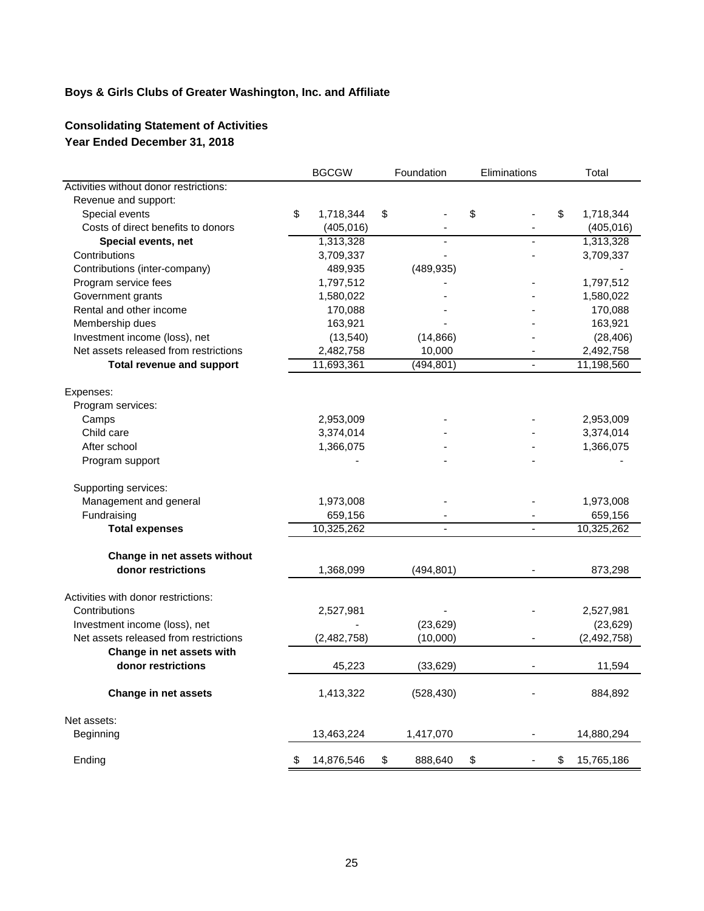**Boys & Girls Clubs of Greater Washington, Inc. and Affiliate**

**Consolidating Statement of Activities**
**Year Ended December 31, 2018**

| | BGCGW | Foundation | Eliminations | Total |
|---|---|---|---|---|
| Activities without donor restrictions: | | | | |
| Revenue and support: | | | | |
| Special events | $ 1,718,344 | $ - | $ - | $ 1,718,344 |
| Costs of direct benefits to donors | (405,016) | - | - | (405,016) |
| **Special events, net** | 1,313,328 | - | - | 1,313,328 |
| Contributions | 3,709,337 | - | - | 3,709,337 |
| Contributions (inter-company) | 489,935 | (489,935) | | - |
| Program service fees | 1,797,512 | - | - | 1,797,512 |
| Government grants | 1,580,022 | - | - | 1,580,022 |
| Rental and other income | 170,088 | - | - | 170,088 |
| Membership dues | 163,921 | - | - | 163,921 |
| Investment income (loss), net | (13,540) | (14,866) | - | (28,406) |
| Net assets released from restrictions | 2,482,758 | 10,000 | - | 2,492,758 |
| **Total revenue and support** | 11,693,361 | (494,801) | - | 11,198,560 |
| Expenses: | | | | |
| Program services: | | | | |
| Camps | 2,953,009 | - | - | 2,953,009 |
| Child care | 3,374,014 | - | - | 3,374,014 |
| After school | 1,366,075 | - | - | 1,366,075 |
| Program support | - | - | - | - |
| Supporting services: | | | | |
| Management and general | 1,973,008 | - | - | 1,973,008 |
| Fundraising | 659,156 | - | - | 659,156 |
| **Total expenses** | 10,325,262 | - | - | 10,325,262 |
| **Change in net assets without donor restrictions** | 1,368,099 | (494,801) | - | 873,298 |
| Activities with donor restrictions: | | | | |
| Contributions | 2,527,981 | - | - | 2,527,981 |
| Investment income (loss), net | - | (23,629) | | (23,629) |
| Net assets released from restrictions | (2,482,758) | (10,000) | - | (2,492,758) |
| **Change in net assets with donor restrictions** | 45,223 | (33,629) | - | 11,594 |
| **Change in net assets** | 1,413,322 | (528,430) | - | 884,892 |
| Net assets: | | | | |
| Beginning | 13,463,224 | 1,417,070 | - | 14,880,294 |
| Ending | $ 14,876,546 | $ 888,640 | $ - | $ 15,765,186 |